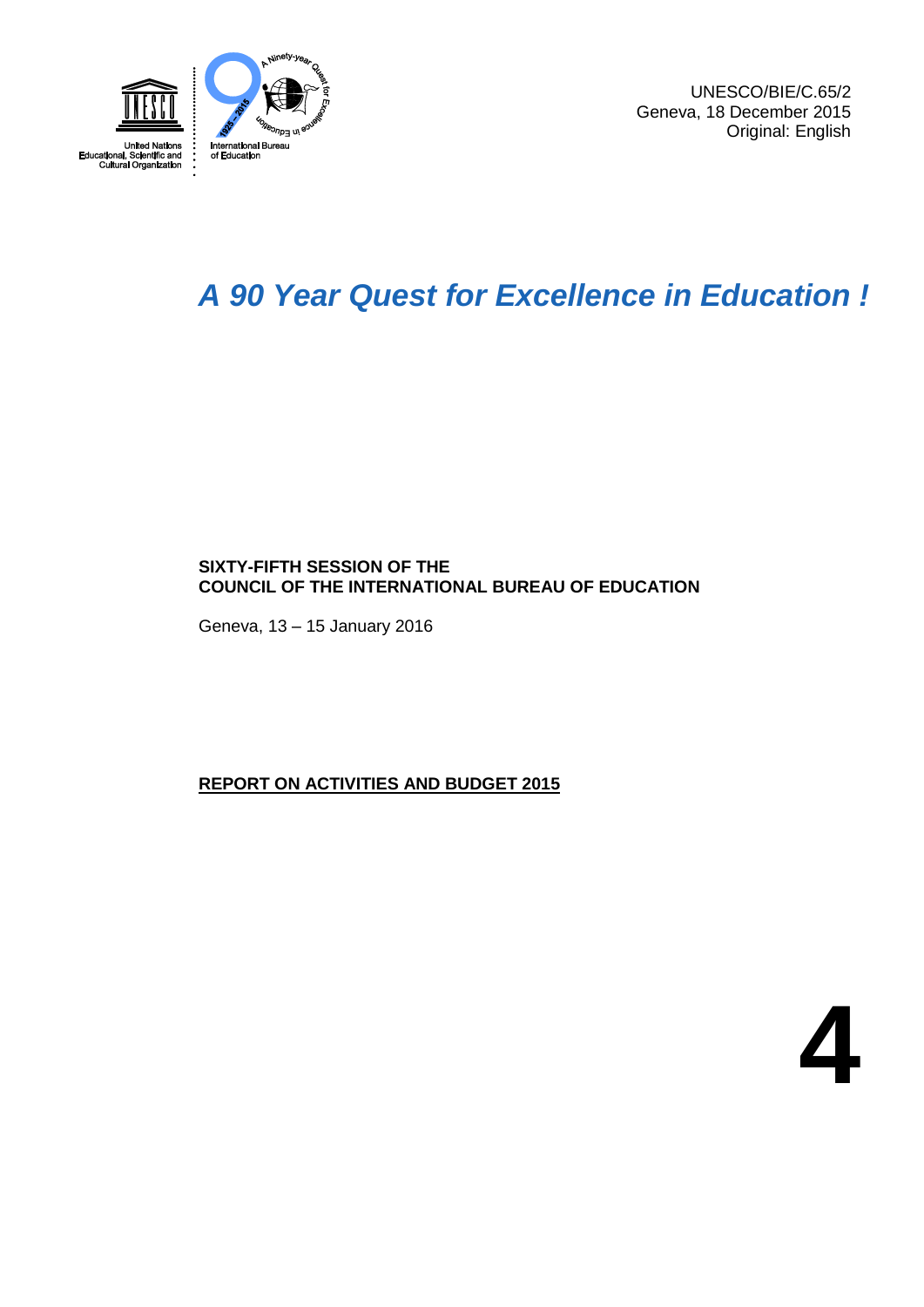UNESCO/BIE/C.65/2
Geneva, 18 December 2015
Original: English

# *A 90 Year Quest for Excellence in Education !*

**SIXTY-FIFTH SESSION OF THE**
**COUNCIL OF THE INTERNATIONAL BUREAU OF EDUCATION**

Geneva, 13 – 15 January 2016

**REPORT ON ACTIVITIES AND BUDGET 2015**

**4**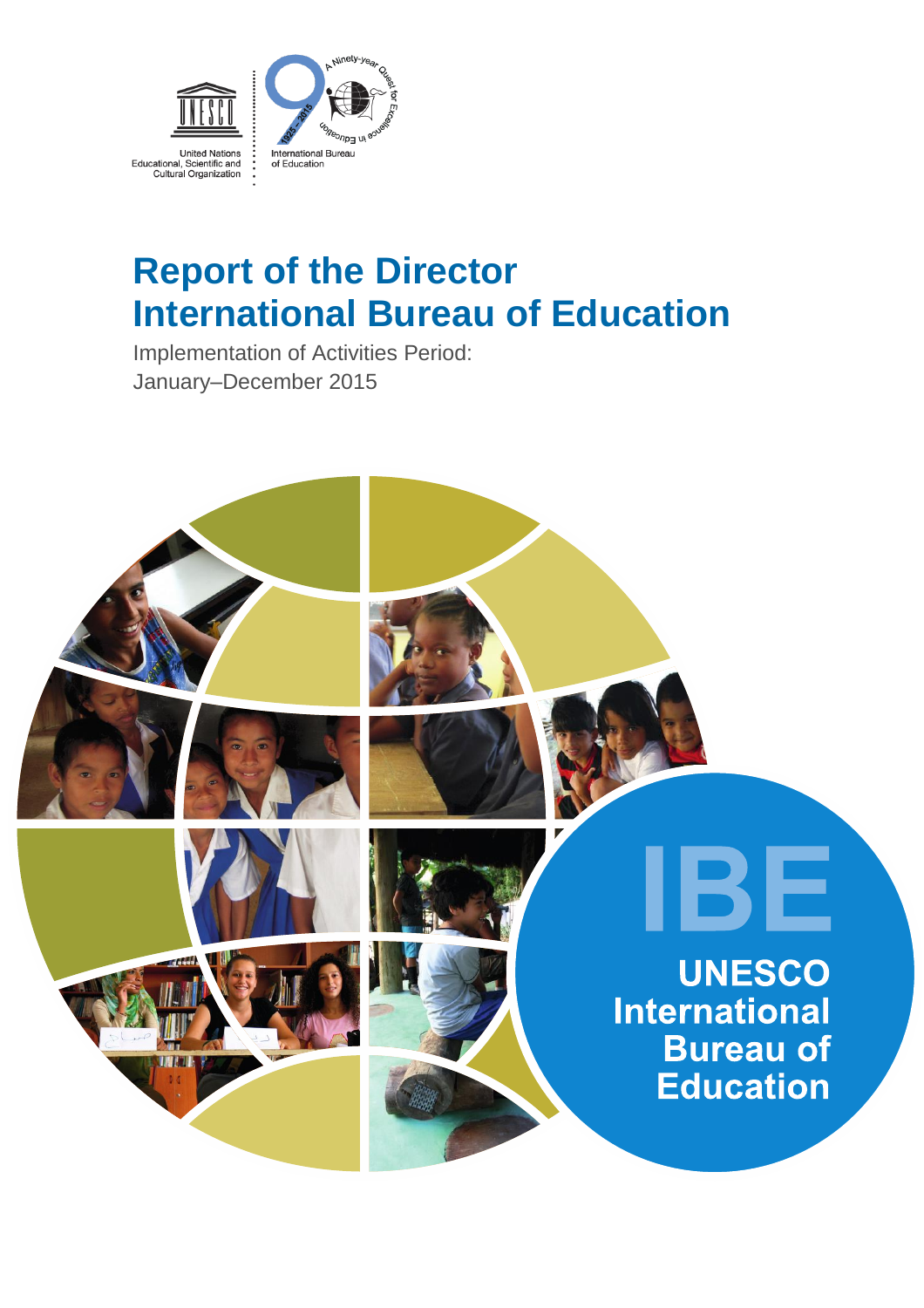United Nations Educational, Scientific and Cultural Organization

International Bureau of Education

# Report of the Director International Bureau of Education

Implementation of Activities Period:
January–December 2015

IBE

UNESCO International Bureau of Education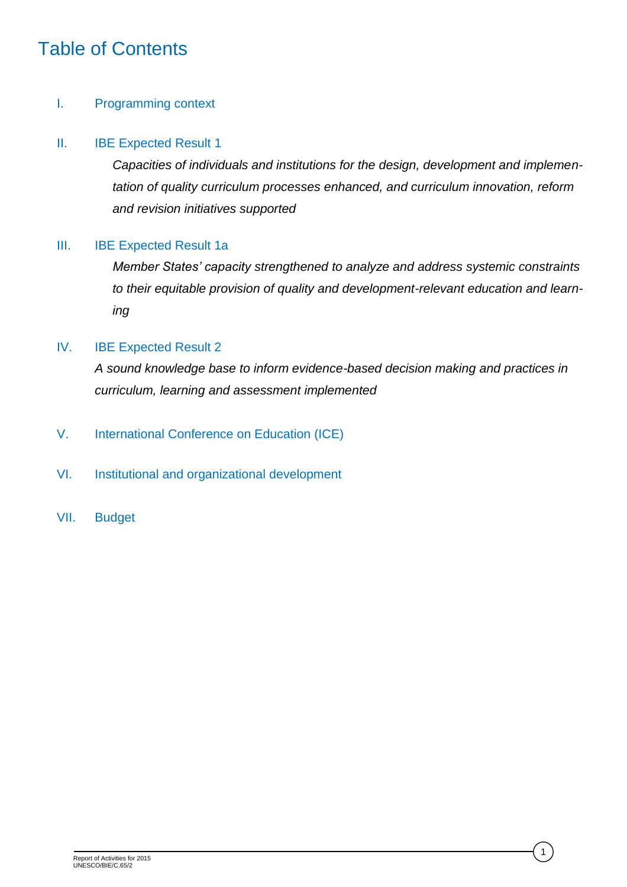# Table of Contents

I. Programming context

II. IBE Expected Result 1

*Capacities of individuals and institutions for the design, development and implementation of quality curriculum processes enhanced, and curriculum innovation, reform and revision initiatives supported*

III. IBE Expected Result 1a

*Member States' capacity strengthened to analyze and address systemic constraints to their equitable provision of quality and development-relevant education and learning*

IV. IBE Expected Result 2

*A sound knowledge base to inform evidence-based decision making and practices in curriculum, learning and assessment implemented*

V. International Conference on Education (ICE)

VI. Institutional and organizational development

VII. Budget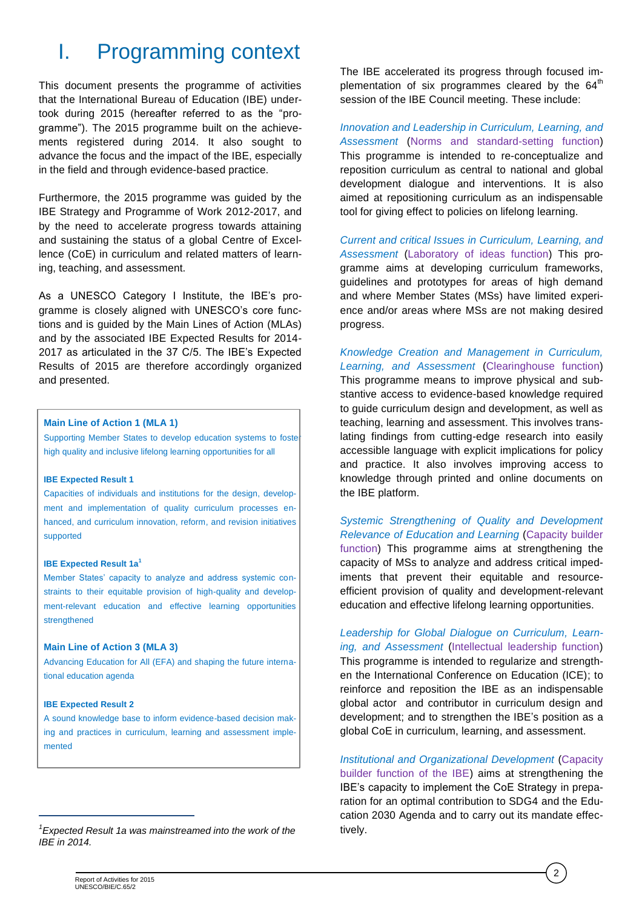# I. Programming context

This document presents the programme of activities that the International Bureau of Education (IBE) undertook during 2015 (hereafter referred to as the "programme"). The 2015 programme built on the achievements registered during 2014. It also sought to advance the focus and the impact of the IBE, especially in the field and through evidence-based practice.

Furthermore, the 2015 programme was guided by the IBE Strategy and Programme of Work 2012-2017, and by the need to accelerate progress towards attaining and sustaining the status of a global Centre of Excellence (CoE) in curriculum and related matters of learning, teaching, and assessment.

As a UNESCO Category I Institute, the IBE's programme is closely aligned with UNESCO's core functions and is guided by the Main Lines of Action (MLAs) and by the associated IBE Expected Results for 2014-2017 as articulated in the 37 C/5. The IBE's Expected Results of 2015 are therefore accordingly organized and presented.

> **Main Line of Action 1 (MLA 1)**
> Supporting Member States to develop education systems to foster high quality and inclusive lifelong learning opportunities for all
>
> **IBE Expected Result 1**
> Capacities of individuals and institutions for the design, development and implementation of quality curriculum processes enhanced, and curriculum innovation, reform, and revision initiatives supported
>
> **IBE Expected Result 1a**[1]
> Member States' capacity to analyze and address systemic constraints to their equitable provision of high-quality and development-relevant education and effective learning opportunities strengthened
>
> **Main Line of Action 3 (MLA 3)**
> Advancing Education for All (EFA) and shaping the future international education agenda
>
> **IBE Expected Result 2**
> A sound knowledge base to inform evidence-based decision making and practices in curriculum, learning and assessment implemented

[1] *Expected Result 1a was mainstreamed into the work of the IBE in 2014.*

The IBE accelerated its progress through focused implementation of six programmes cleared by the 64th session of the IBE Council meeting. These include:

*Innovation and Leadership in Curriculum, Learning, and Assessment* (Norms and standard-setting function) This programme is intended to re-conceptualize and reposition curriculum as central to national and global development dialogue and interventions. It is also aimed at repositioning curriculum as an indispensable tool for giving effect to policies on lifelong learning.

*Current and critical Issues in Curriculum, Learning, and Assessment* (Laboratory of ideas function) This programme aims at developing curriculum frameworks, guidelines and prototypes for areas of high demand and where Member States (MSs) have limited experience and/or areas where MSs are not making desired progress.

*Knowledge Creation and Management in Curriculum, Learning, and Assessment* (Clearinghouse function) This programme means to improve physical and substantive access to evidence-based knowledge required to guide curriculum design and development, as well as teaching, learning and assessment. This involves translating findings from cutting-edge research into easily accessible language with explicit implications for policy and practice. It also involves improving access to knowledge through printed and online documents on the IBE platform.

*Systemic Strengthening of Quality and Development Relevance of Education and Learning* (Capacity builder function) This programme aims at strengthening the capacity of MSs to analyze and address critical impediments that prevent their equitable and resource-efficient provision of quality and development-relevant education and effective lifelong learning opportunities.

*Leadership for Global Dialogue on Curriculum, Learning, and Assessment* (Intellectual leadership function) This programme is intended to regularize and strengthen the International Conference on Education (ICE); to reinforce and reposition the IBE as an indispensable global actor and contributor in curriculum design and development; and to strengthen the IBE's position as a global CoE in curriculum, learning, and assessment.

*Institutional and Organizational Development* (Capacity builder function of the IBE) aims at strengthening the IBE's capacity to implement the CoE Strategy in preparation for an optimal contribution to SDG4 and the Education 2030 Agenda and to carry out its mandate effectively.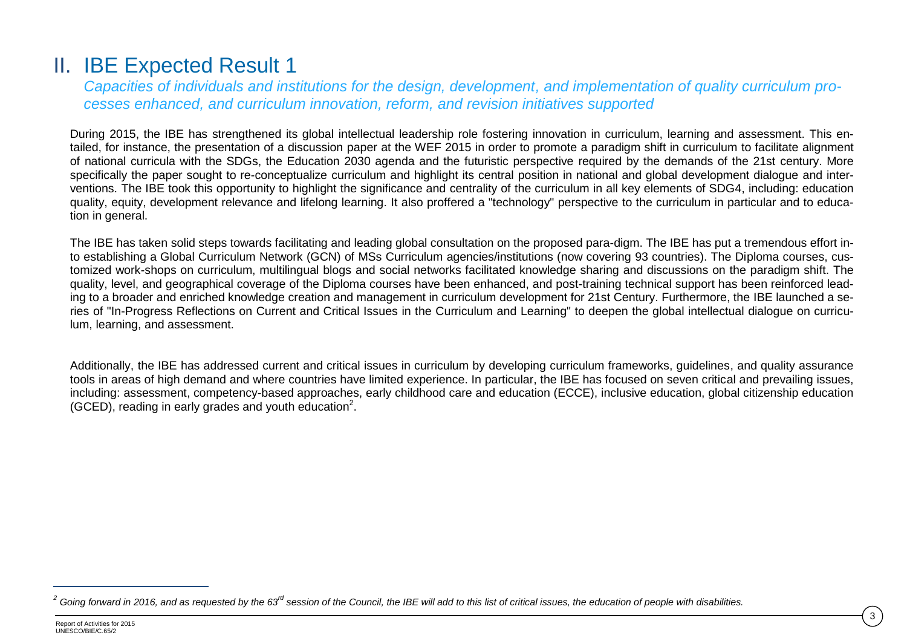## II. IBE Expected Result 1

*Capacities of individuals and institutions for the design, development, and implementation of quality curriculum processes enhanced, and curriculum innovation, reform, and revision initiatives supported*

During 2015, the IBE has strengthened its global intellectual leadership role fostering innovation in curriculum, learning and assessment. This entailed, for instance, the presentation of a discussion paper at the WEF 2015 in order to promote a paradigm shift in curriculum to facilitate alignment of national curricula with the SDGs, the Education 2030 agenda and the futuristic perspective required by the demands of the 21st century. More specifically the paper sought to re-conceptualize curriculum and highlight its central position in national and global development dialogue and interventions. The IBE took this opportunity to highlight the significance and centrality of the curriculum in all key elements of SDG4, including: education quality, equity, development relevance and lifelong learning. It also proffered a "technology" perspective to the curriculum in particular and to education in general.

The IBE has taken solid steps towards facilitating and leading global consultation on the proposed para-digm. The IBE has put a tremendous effort into establishing a Global Curriculum Network (GCN) of MSs Curriculum agencies/institutions (now covering 93 countries). The Diploma courses, customized work-shops on curriculum, multilingual blogs and social networks facilitated knowledge sharing and discussions on the paradigm shift. The quality, level, and geographical coverage of the Diploma courses have been enhanced, and post-training technical support has been reinforced leading to a broader and enriched knowledge creation and management in curriculum development for 21st Century. Furthermore, the IBE launched a series of "In-Progress Reflections on Current and Critical Issues in the Curriculum and Learning" to deepen the global intellectual dialogue on curriculum, learning, and assessment.

Additionally, the IBE has addressed current and critical issues in curriculum by developing curriculum frameworks, guidelines, and quality assurance tools in areas of high demand and where countries have limited experience. In particular, the IBE has focused on seven critical and prevailing issues, including: assessment, competency-based approaches, early childhood care and education (ECCE), inclusive education, global citizenship education (GCED), reading in early grades and youth education[2].

---

[2] *Going forward in 2016, and as requested by the 63rd session of the Council, the IBE will add to this list of critical issues, the education of people with disabilities.*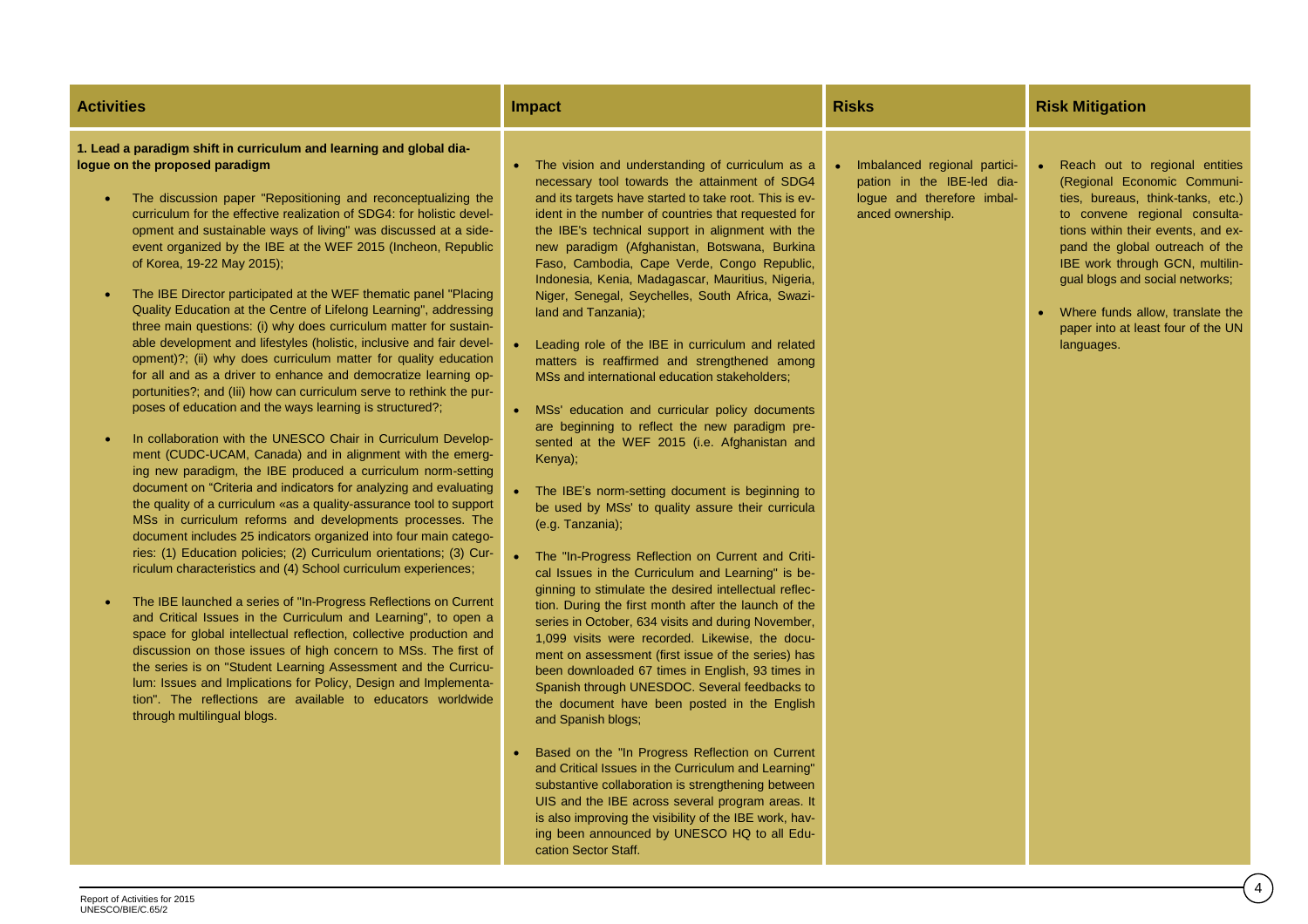| Activities | Impact | Risks | Risk Mitigation |
|---|---|---|---|
| **1. Lead a paradigm shift in curriculum and learning and global dialogue on the proposed paradigm**<br><br>• The discussion paper "Repositioning and reconceptualizing the curriculum for the effective realization of SDG4: for holistic development and sustainable ways of living" was discussed at a side-event organized by the IBE at the WEF 2015 (Incheon, Republic of Korea, 19-22 May 2015);<br><br>• The IBE Director participated at the WEF thematic panel "Placing Quality Education at the Centre of Lifelong Learning", addressing three main questions: (i) why does curriculum matter for sustainable development and lifestyles (holistic, inclusive and fair development)?; (ii) why does curriculum matter for quality education for all and as a driver to enhance and democratize learning opportunities?; and (Iii) how can curriculum serve to rethink the purposes of education and the ways learning is structured?;<br><br>• In collaboration with the UNESCO Chair in Curriculum Development (CUDC-UCAM, Canada) and in alignment with the emerging new paradigm, the IBE produced a curriculum norm-setting document on "Criteria and indicators for analyzing and evaluating the quality of a curriculum «as a quality-assurance tool to support MSs in curriculum reforms and developments processes. The document includes 25 indicators organized into four main categories: (1) Education policies; (2) Curriculum orientations; (3) Curriculum characteristics and (4) School curriculum experiences;<br><br>• The IBE launched a series of "In-Progress Reflections on Current and Critical Issues in the Curriculum and Learning", to open a space for global intellectual reflection, collective production and discussion on those issues of high concern to MSs. The first of the series is on "Student Learning Assessment and the Curriculum: Issues and Implications for Policy, Design and Implementation". The reflections are available to educators worldwide through multilingual blogs. | • The vision and understanding of curriculum as a necessary tool towards the attainment of SDG4 and its targets have started to take root. This is evident in the number of countries that requested for the IBE's technical support in alignment with the new paradigm (Afghanistan, Botswana, Burkina Faso, Cambodia, Cape Verde, Congo Republic, Indonesia, Kenia, Madagascar, Mauritius, Nigeria, Niger, Senegal, Seychelles, South Africa, Swaziland and Tanzania);<br><br>• Leading role of the IBE in curriculum and related matters is reaffirmed and strengthened among MSs and international education stakeholders;<br><br>• MSs' education and curricular policy documents are beginning to reflect the new paradigm presented at the WEF 2015 (i.e. Afghanistan and Kenya);<br><br>• The IBE's norm-setting document is beginning to be used by MSs' to quality assure their curricula (e.g. Tanzania);<br><br>• The "In-Progress Reflection on Current and Critical Issues in the Curriculum and Learning" is beginning to stimulate the desired intellectual reflection. During the first month after the launch of the series in October, 634 visits and during November, 1,099 visits were recorded. Likewise, the document on assessment (first issue of the series) has been downloaded 67 times in English, 93 times in Spanish through UNESDOC. Several feedbacks to the document have been posted in the English and Spanish blogs;<br><br>• Based on the "In Progress Reflection on Current and Critical Issues in the Curriculum and Learning" substantive collaboration is strengthening between UIS and the IBE across several program areas. It is also improving the visibility of the IBE work, having been announced by UNESCO HQ to all Education Sector Staff. | • Imbalanced regional participation in the IBE-led dialogue and therefore imbalanced ownership. | • Reach out to regional entities (Regional Economic Communities, bureaus, think-tanks, etc.) to convene regional consultations within their events, and expand the global outreach of the IBE work through GCN, multilingual blogs and social networks;<br><br>• Where funds allow, translate the paper into at least four of the UN languages. |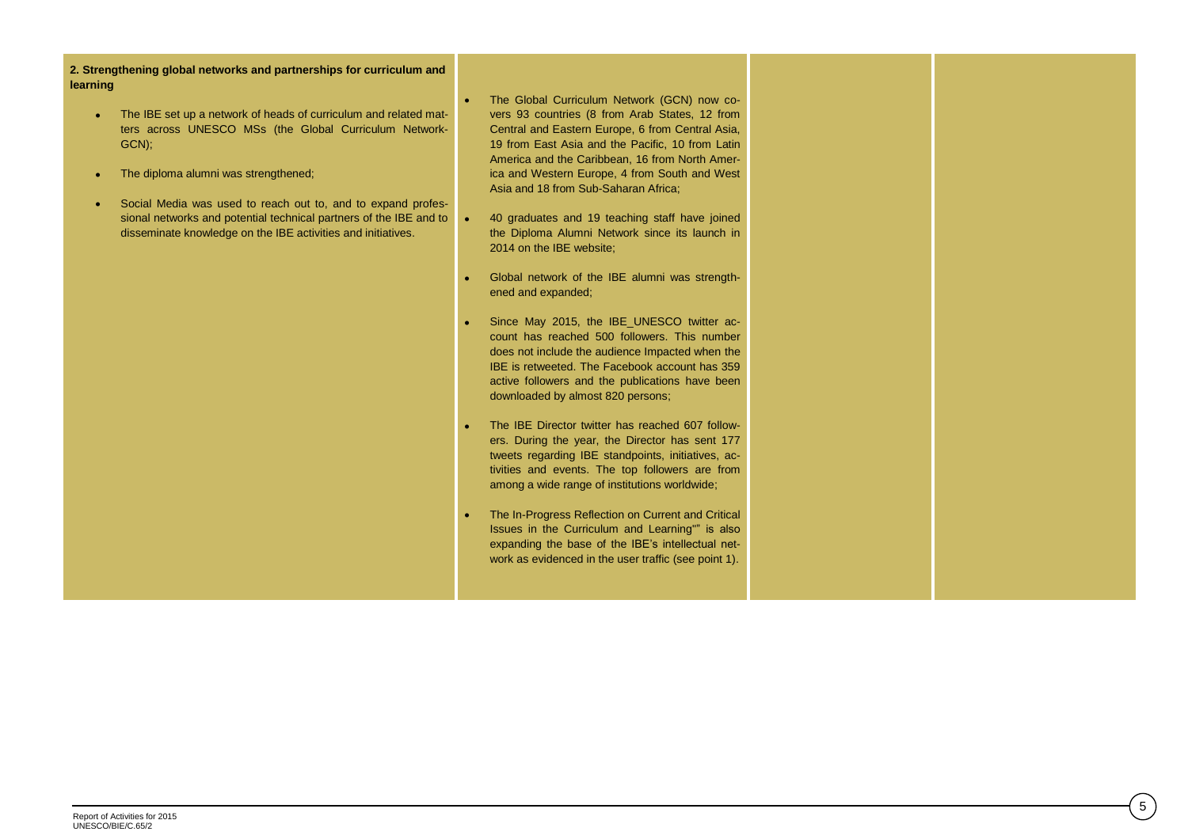| | | | |
|---|---|---|---|
| **2. Strengthening global networks and partnerships for curriculum and learning**<br><br>• The IBE set up a network of heads of curriculum and related matters across UNESCO MSs (the Global Curriculum Network-GCN);<br><br>• The diploma alumni was strengthened;<br><br>• Social Media was used to reach out to, and to expand professional networks and potential technical partners of the IBE and to disseminate knowledge on the IBE activities and initiatives. | • The Global Curriculum Network (GCN) now covers 93 countries (8 from Arab States, 12 from Central and Eastern Europe, 6 from Central Asia, 19 from East Asia and the Pacific, 10 from Latin America and the Caribbean, 16 from North America and Western Europe, 4 from South and West Asia and 18 from Sub-Saharan Africa;<br><br>• 40 graduates and 19 teaching staff have joined the Diploma Alumni Network since its launch in 2014 on the IBE website;<br><br>• Global network of the IBE alumni was strengthened and expanded;<br><br>• Since May 2015, the IBE_UNESCO twitter account has reached 500 followers. This number does not include the audience Impacted when the IBE is retweeted. The Facebook account has 359 active followers and the publications have been downloaded by almost 820 persons;<br><br>• The IBE Director twitter has reached 607 followers. During the year, the Director has sent 177 tweets regarding IBE standpoints, initiatives, activities and events. The top followers are from among a wide range of institutions worldwide;<br><br>• The In-Progress Reflection on Current and Critical Issues in the Curriculum and Learning"" is also expanding the base of the IBE's intellectual network as evidenced in the user traffic (see point 1). | | |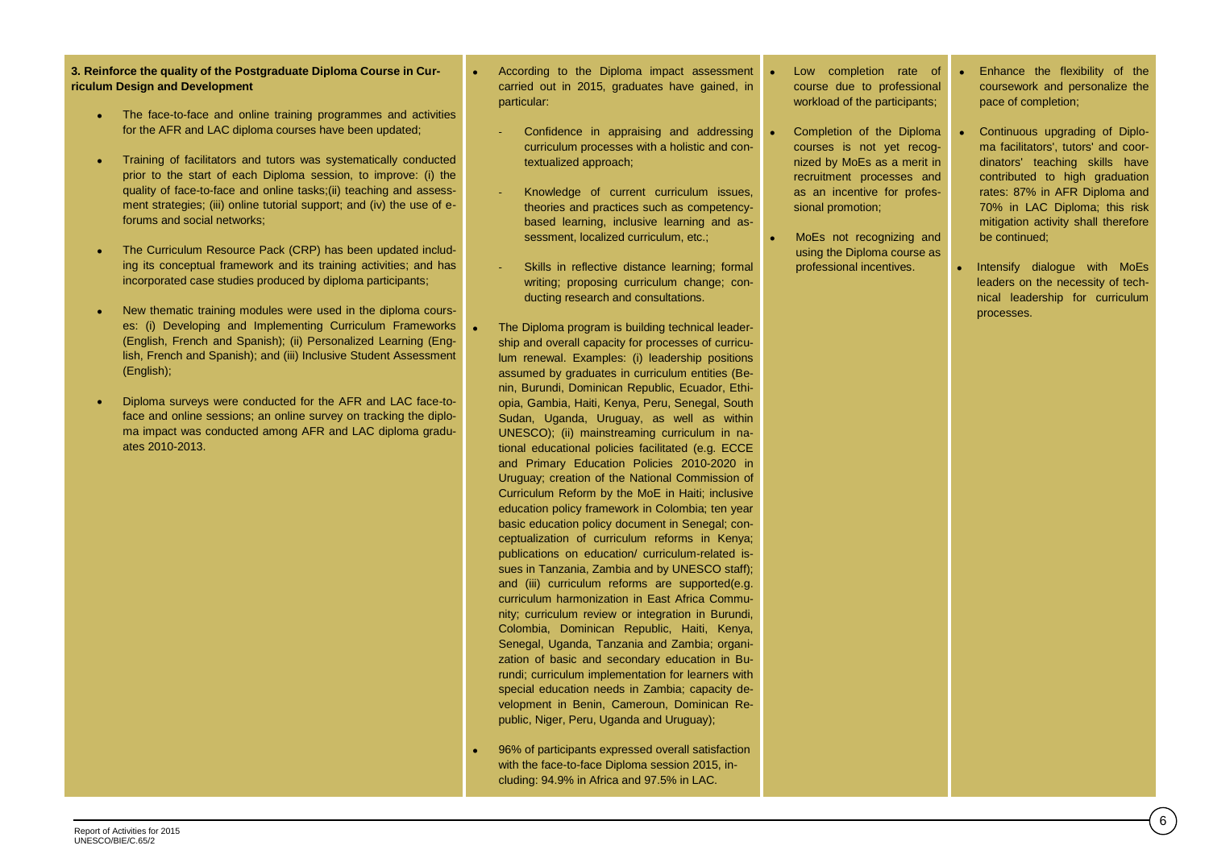| | | | |
|---|---|---|---|
| **3. Reinforce the quality of the Postgraduate Diploma Course in Curriculum Design and Development**<br><br>• The face-to-face and online training programmes and activities for the AFR and LAC diploma courses have been updated;<br><br>• Training of facilitators and tutors was systematically conducted prior to the start of each Diploma session, to improve: (i) the quality of face-to-face and online tasks;(ii) teaching and assessment strategies; (iii) online tutorial support; and (iv) the use of e-forums and social networks;<br><br>• The Curriculum Resource Pack (CRP) has been updated including its conceptual framework and its training activities; and has incorporated case studies produced by diploma participants;<br><br>• New thematic training modules were used in the diploma courses: (i) Developing and Implementing Curriculum Frameworks (English, French and Spanish); (ii) Personalized Learning (English, French and Spanish); and (iii) Inclusive Student Assessment (English);<br><br>• Diploma surveys were conducted for the AFR and LAC face-to-face and online sessions; an online survey on tracking the diploma impact was conducted among AFR and LAC diploma graduates 2010-2013. | • According to the Diploma impact assessment carried out in 2015, graduates have gained, in particular:<br><br>- Confidence in appraising and addressing curriculum processes with a holistic and contextualized approach;<br><br>- Knowledge of current curriculum issues, theories and practices such as competency-based learning, inclusive learning and assessment, localized curriculum, etc.;<br><br>- Skills in reflective distance learning; formal writing; proposing curriculum change; conducting research and consultations.<br><br>• The Diploma program is building technical leadership and overall capacity for processes of curriculum renewal. Examples: (i) leadership positions assumed by graduates in curriculum entities (Benin, Burundi, Dominican Republic, Ecuador, Ethiopia, Gambia, Haiti, Kenya, Peru, Senegal, South Sudan, Uganda, Uruguay, as well as within UNESCO); (ii) mainstreaming curriculum in national educational policies facilitated (e.g. ECCE and Primary Education Policies 2010-2020 in Uruguay; creation of the National Commission of Curriculum Reform by the MoE in Haiti; inclusive education policy framework in Colombia; ten year basic education policy document in Senegal; conceptualization of curriculum reforms in Kenya; publications on education/ curriculum-related issues in Tanzania, Zambia and by UNESCO staff); and (iii) curriculum reforms are supported(e.g. curriculum harmonization in East Africa Community; curriculum review or integration in Burundi, Colombia, Dominican Republic, Haiti, Kenya, Senegal, Uganda, Tanzania and Zambia; organization of basic and secondary education in Burundi; curriculum implementation for learners with special education needs in Zambia; capacity development in Benin, Cameroun, Dominican Republic, Niger, Peru, Uganda and Uruguay);<br><br>• 96% of participants expressed overall satisfaction with the face-to-face Diploma session 2015, including: 94.9% in Africa and 97.5% in LAC. | • Low completion rate of course due to professional workload of the participants;<br><br>• Completion of the Diploma courses is not yet recognized by MoEs as a merit in recruitment processes and as an incentive for professional promotion;<br><br>• MoEs not recognizing and using the Diploma course as professional incentives. | • Enhance the flexibility of the coursework and personalize the pace of completion;<br><br>• Continuous upgrading of Diploma facilitators', tutors' and coordinators' teaching skills have contributed to high graduation rates: 87% in AFR Diploma and 70% in LAC Diploma; this risk mitigation activity shall therefore be continued;<br><br>• Intensify dialogue with MoEs leaders on the necessity of technical leadership for curriculum processes. |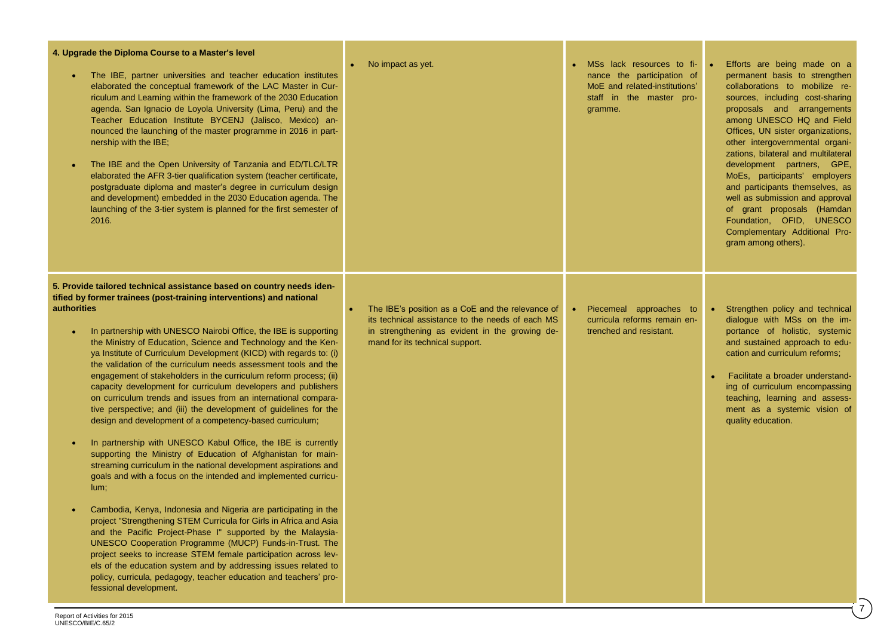| | | | |
|---|---|---|---|
| **4. Upgrade the Diploma Course to a Master's level**<br><br>• The IBE, partner universities and teacher education institutes elaborated the conceptual framework of the LAC Master in Curriculum and Learning within the framework of the 2030 Education agenda. San Ignacio de Loyola University (Lima, Peru) and the Teacher Education Institute BYCENJ (Jalisco, Mexico) announced the launching of the master programme in 2016 in partnership with the IBE;<br><br>• The IBE and the Open University of Tanzania and ED/TLC/LTR elaborated the AFR 3-tier qualification system (teacher certificate, postgraduate diploma and master's degree in curriculum design and development) embedded in the 2030 Education agenda. The launching of the 3-tier system is planned for the first semester of 2016. | • No impact as yet. | • MSs lack resources to finance the participation of MoE and related-institutions' staff in the master programme. | • Efforts are being made on a permanent basis to strengthen collaborations to mobilize resources, including cost-sharing proposals and arrangements among UNESCO HQ and Field Offices, UN sister organizations, other intergovernmental organizations, bilateral and multilateral development partners, GPE, MoEs, participants' employers and participants themselves, as well as submission and approval of grant proposals (Hamdan Foundation, OFID, UNESCO Complementary Additional Program among others). |
| **5. Provide tailored technical assistance based on country needs identified by former trainees (post-training interventions) and national authorities**<br><br>• In partnership with UNESCO Nairobi Office, the IBE is supporting the Ministry of Education, Science and Technology and the Kenya Institute of Curriculum Development (KICD) with regards to: (i) the validation of the curriculum needs assessment tools and the engagement of stakeholders in the curriculum reform process; (ii) capacity development for curriculum developers and publishers on curriculum trends and issues from an international comparative perspective; and (iii) the development of guidelines for the design and development of a competency-based curriculum;<br><br>• In partnership with UNESCO Kabul Office, the IBE is currently supporting the Ministry of Education of Afghanistan for mainstreaming curriculum in the national development aspirations and goals and with a focus on the intended and implemented curriculum;<br><br>• Cambodia, Kenya, Indonesia and Nigeria are participating in the project "Strengthening STEM Curricula for Girls in Africa and Asia and the Pacific Project-Phase I" supported by the Malaysia-UNESCO Cooperation Programme (MUCP) Funds-in-Trust. The project seeks to increase STEM female participation across levels of the education system and by addressing issues related to policy, curricula, pedagogy, teacher education and teachers' professional development. | • The IBE's position as a CoE and the relevance of its technical assistance to the needs of each MS in strengthening as evident in the growing demand for its technical support. | • Piecemeal approaches to curricula reforms remain entrenched and resistant. | • Strengthen policy and technical dialogue with MSs on the importance of holistic, systemic and sustained approach to education and curriculum reforms;<br><br>• Facilitate a broader understanding of curriculum encompassing teaching, learning and assessment as a systemic vision of quality education. |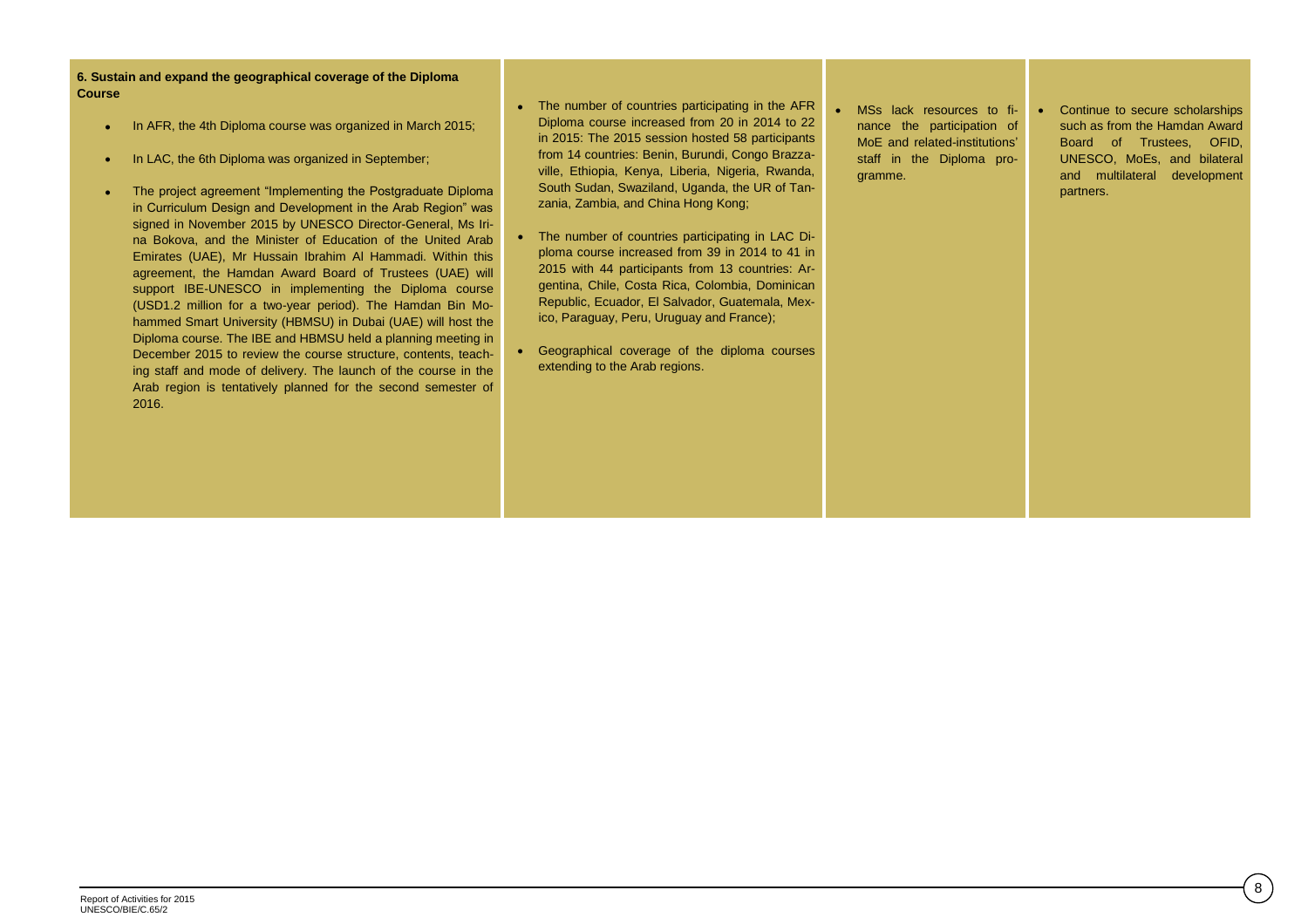| **6. Sustain and expand the geographical coverage of the Diploma Course**<br><br>• In AFR, the 4th Diploma course was organized in March 2015;<br>• In LAC, the 6th Diploma was organized in September;<br>• The project agreement "Implementing the Postgraduate Diploma in Curriculum Design and Development in the Arab Region" was signed in November 2015 by UNESCO Director-General, Ms Irina Bokova, and the Minister of Education of the United Arab Emirates (UAE), Mr Hussain Ibrahim Al Hammadi. Within this agreement, the Hamdan Award Board of Trustees (UAE) will support IBE-UNESCO in implementing the Diploma course (USD1.2 million for a two-year period). The Hamdan Bin Mohammed Smart University (HBMSU) in Dubai (UAE) will host the Diploma course. The IBE and HBMSU held a planning meeting in December 2015 to review the course structure, contents, teaching staff and mode of delivery. The launch of the course in the Arab region is tentatively planned for the second semester of 2016. | • The number of countries participating in the AFR Diploma course increased from 20 in 2014 to 22 in 2015: The 2015 session hosted 58 participants from 14 countries: Benin, Burundi, Congo Brazzaville, Ethiopia, Kenya, Liberia, Nigeria, Rwanda, South Sudan, Swaziland, Uganda, the UR of Tanzania, Zambia, and China Hong Kong;<br>• The number of countries participating in LAC Diploma course increased from 39 in 2014 to 41 in 2015 with 44 participants from 13 countries: Argentina, Chile, Costa Rica, Colombia, Dominican Republic, Ecuador, El Salvador, Guatemala, Mexico, Paraguay, Peru, Uruguay and France);<br>• Geographical coverage of the diploma courses extending to the Arab regions. | • MSs lack resources to finance the participation of MoE and related-institutions' staff in the Diploma programme. | • Continue to secure scholarships such as from the Hamdan Award Board of Trustees, OFID, UNESCO, MoEs, and bilateral and multilateral development partners. |
|---|---|---|---|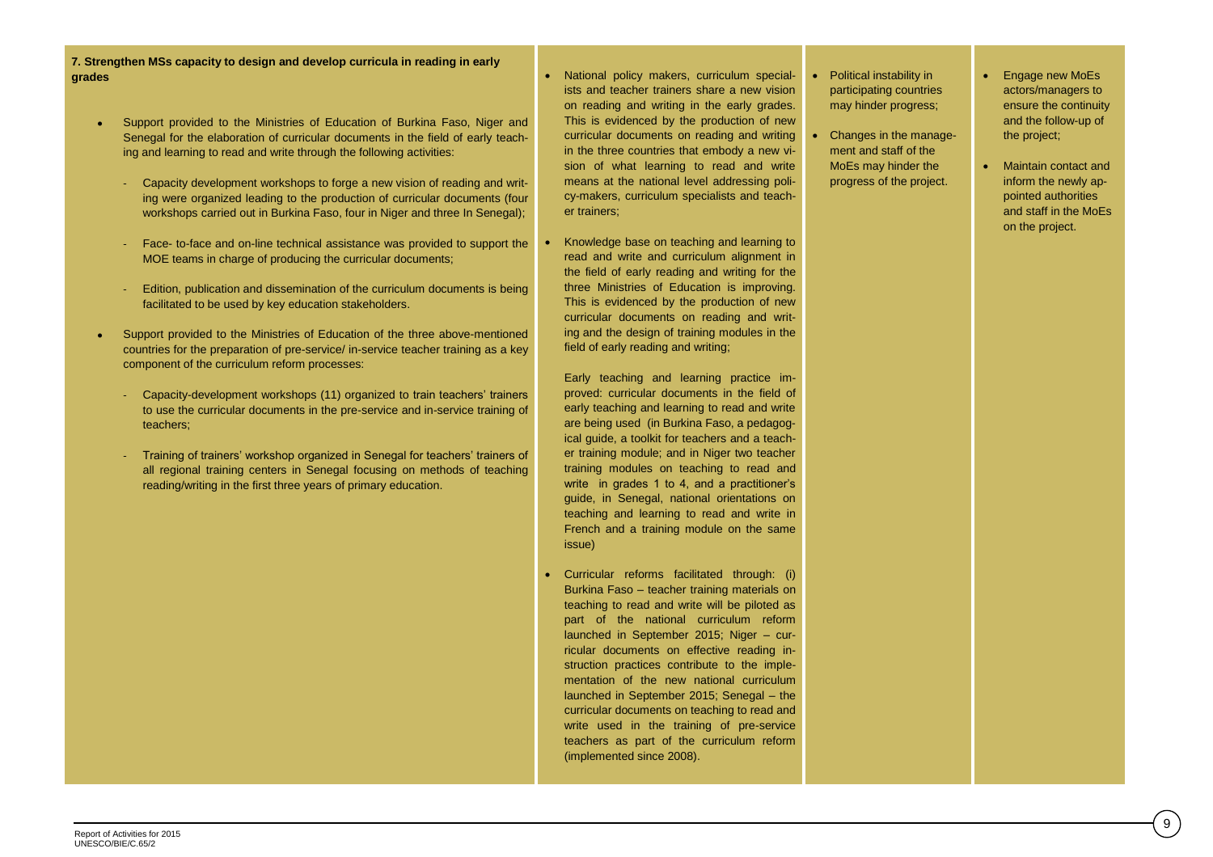| **7. Strengthen MSs capacity to design and develop curricula in reading in early grades**<br><br>• Support provided to the Ministries of Education of Burkina Faso, Niger and Senegal for the elaboration of curricular documents in the field of early teaching and learning to read and write through the following activities:<br><br>- Capacity development workshops to forge a new vision of reading and writing were organized leading to the production of curricular documents (four workshops carried out in Burkina Faso, four in Niger and three In Senegal);<br><br>- Face- to-face and on-line technical assistance was provided to support the MOE teams in charge of producing the curricular documents;<br><br>- Edition, publication and dissemination of the curriculum documents is being facilitated to be used by key education stakeholders.<br><br>• Support provided to the Ministries of Education of the three above-mentioned countries for the preparation of pre-service/ in-service teacher training as a key component of the curriculum reform processes:<br><br>- Capacity-development workshops (11) organized to train teachers' trainers to use the curricular documents in the pre-service and in-service training of teachers;<br><br>- Training of trainers' workshop organized in Senegal for teachers' trainers of all regional training centers in Senegal focusing on methods of teaching reading/writing in the first three years of primary education. | • National policy makers, curriculum specialists and teacher trainers share a new vision on reading and writing in the early grades. This is evidenced by the production of new curricular documents on reading and writing in the three countries that embody a new vision of what learning to read and write means at the national level addressing policy-makers, curriculum specialists and teacher trainers;<br><br>• Knowledge base on teaching and learning to read and write and curriculum alignment in the field of early reading and writing for the three Ministries of Education is improving. This is evidenced by the production of new curricular documents on reading and writing and the design of training modules in the field of early reading and writing;<br><br>Early teaching and learning practice improved: curricular documents in the field of early teaching and learning to read and write are being used (in Burkina Faso, a pedagogical guide, a toolkit for teachers and a teacher training module; and in Niger two teacher training modules on teaching to read and write in grades 1 to 4, and a practitioner's guide, in Senegal, national orientations on teaching and learning to read and write in French and a training module on the same issue)<br><br>• Curricular reforms facilitated through: (i) Burkina Faso – teacher training materials on teaching to read and write will be piloted as part of the national curriculum reform launched in September 2015; Niger – curricular documents on effective reading instruction practices contribute to the implementation of the new national curriculum launched in September 2015; Senegal – the curricular documents on teaching to read and write used in the training of pre-service teachers as part of the curriculum reform (implemented since 2008). | • Political instability in participating countries may hinder progress;<br><br>• Changes in the management and staff of the MoEs may hinder the progress of the project. | • Engage new MoEs actors/managers to ensure the continuity and the follow-up of the project;<br><br>• Maintain contact and inform the newly appointed authorities and staff in the MoEs on the project. |
|---|---|---|---|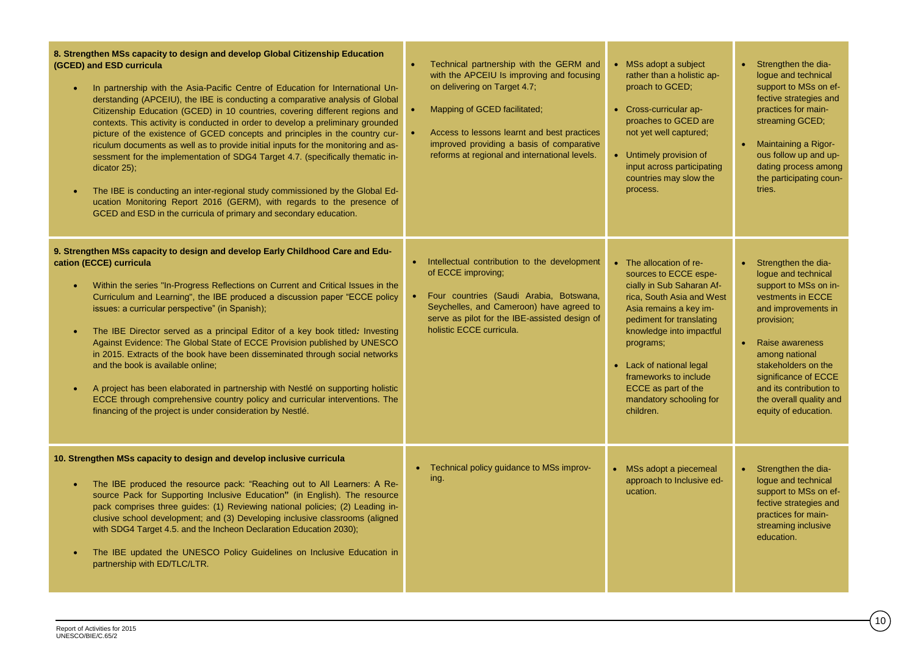| | | | |
|---|---|---|---|
| **8. Strengthen MSs capacity to design and develop Global Citizenship Education (GCED) and ESD curricula**<br><br>• In partnership with the Asia-Pacific Centre of Education for International Understanding (APCEIU), the IBE is conducting a comparative analysis of Global Citizenship Education (GCED) in 10 countries, covering different regions and contexts. This activity is conducted in order to develop a preliminary grounded picture of the existence of GCED concepts and principles in the country curriculum documents as well as to provide initial inputs for the monitoring and assessment for the implementation of SDG4 Target 4.7. (specifically thematic indicator 25);<br><br>• The IBE is conducting an inter-regional study commissioned by the Global Education Monitoring Report 2016 (GERM), with regards to the presence of GCED and ESD in the curricula of primary and secondary education. | • Technical partnership with the GERM and with the APCEIU Is improving and focusing on delivering on Target 4.7;<br><br>• Mapping of GCED facilitated;<br><br>• Access to lessons learnt and best practices improved providing a basis of comparative reforms at regional and international levels. | • MSs adopt a subject rather than a holistic approach to GCED;<br><br>• Cross-curricular approaches to GCED are not yet well captured;<br><br>• Untimely provision of input across participating countries may slow the process. | • Strengthen the dialogue and technical support to MSs on effective strategies and practices for mainstreaming GCED;<br><br>• Maintaining a Rigorous follow up and updating process among the participating countries. |
| **9. Strengthen MSs capacity to design and develop Early Childhood Care and Education (ECCE) curricula**<br><br>• Within the series "In-Progress Reflections on Current and Critical Issues in the Curriculum and Learning", the IBE produced a discussion paper "ECCE policy issues: a curricular perspective" (in Spanish);<br><br>• The IBE Director served as a principal Editor of a key book titled: Investing Against Evidence: The Global State of ECCE Provision published by UNESCO in 2015. Extracts of the book have been disseminated through social networks and the book is available online;<br><br>• A project has been elaborated in partnership with Nestlé on supporting holistic ECCE through comprehensive country policy and curricular interventions. The financing of the project is under consideration by Nestlé. | • Intellectual contribution to the development of ECCE improving;<br><br>• Four countries (Saudi Arabia, Botswana, Seychelles, and Cameroon) have agreed to serve as pilot for the IBE-assisted design of holistic ECCE curricula. | • The allocation of resources to ECCE especially in Sub Saharan Africa, South Asia and West Asia remains a key impediment for translating knowledge into impactful programs;<br><br>• Lack of national legal frameworks to include ECCE as part of the mandatory schooling for children. | • Strengthen the dialogue and technical support to MSs on investments in ECCE and improvements in provision;<br><br>• Raise awareness among national stakeholders on the significance of ECCE and its contribution to the overall quality and equity of education. |
| **10. Strengthen MSs capacity to design and develop inclusive curricula**<br><br>• The IBE produced the resource pack: "Reaching out to All Learners: A Resource Pack for Supporting Inclusive Education" (in English). The resource pack comprises three guides: (1) Reviewing national policies; (2) Leading inclusive school development; and (3) Developing inclusive classrooms (aligned with SDG4 Target 4.5. and the Incheon Declaration Education 2030);<br><br>• The IBE updated the UNESCO Policy Guidelines on Inclusive Education in partnership with ED/TLC/LTR. | • Technical policy guidance to MSs improving. | • MSs adopt a piecemeal approach to Inclusive education. | • Strengthen the dialogue and technical support to MSs on effective strategies and practices for mainstreaming inclusive education. |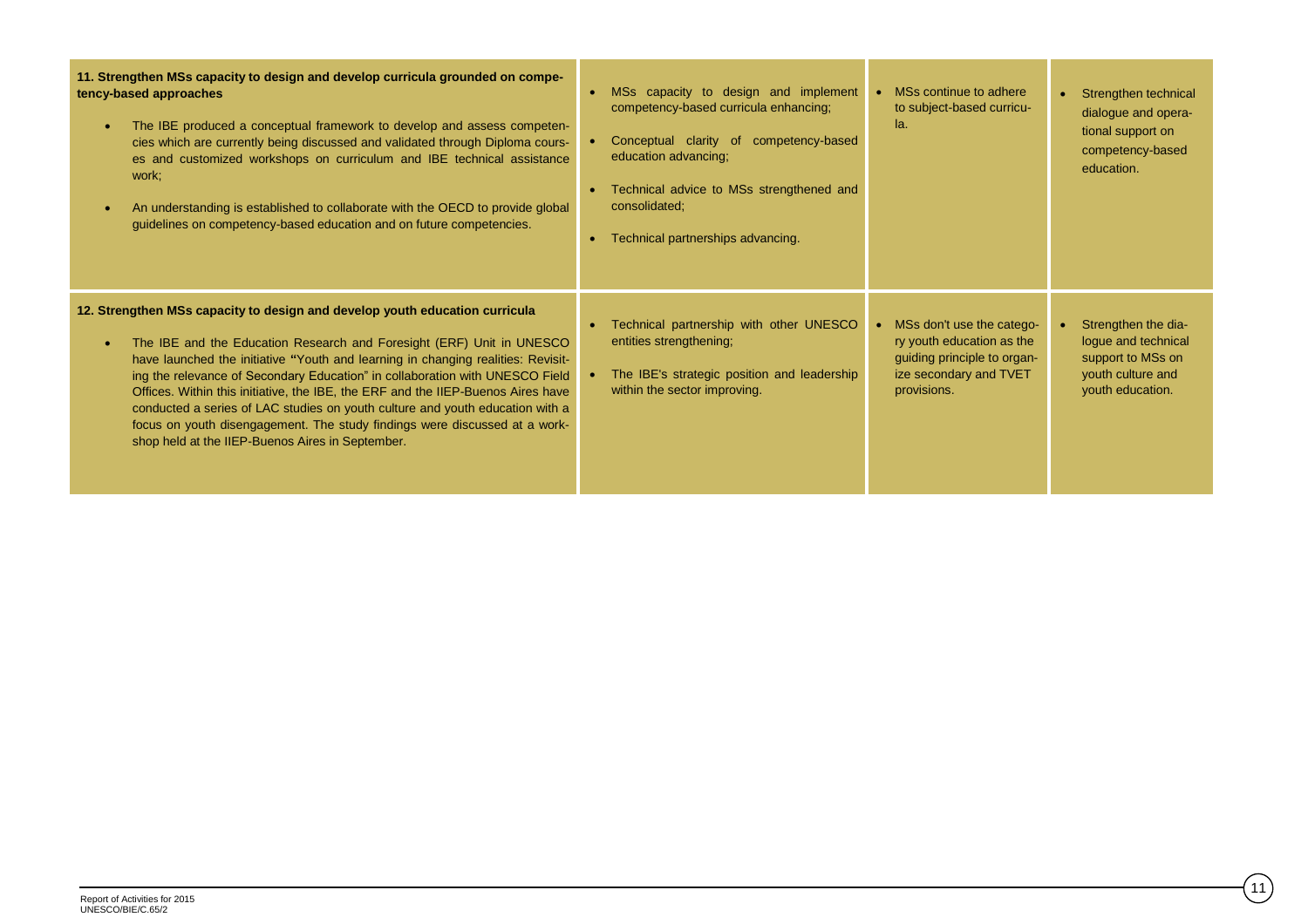| | | | |
|---|---|---|---|
| **11. Strengthen MSs capacity to design and develop curricula grounded on competency-based approaches**<br><br>• The IBE produced a conceptual framework to develop and assess competencies which are currently being discussed and validated through Diploma courses and customized workshops on curriculum and IBE technical assistance work;<br><br>• An understanding is established to collaborate with the OECD to provide global guidelines on competency-based education and on future competencies. | • MSs capacity to design and implement competency-based curricula enhancing;<br><br>• Conceptual clarity of competency-based education advancing;<br><br>• Technical advice to MSs strengthened and consolidated;<br><br>• Technical partnerships advancing. | • MSs continue to adhere to subject-based curricula. | • Strengthen technical dialogue and operational support on competency-based education. |
| **12. Strengthen MSs capacity to design and develop youth education curricula**<br><br>• The IBE and the Education Research and Foresight (ERF) Unit in UNESCO have launched the initiative "Youth and learning in changing realities: Revisiting the relevance of Secondary Education" in collaboration with UNESCO Field Offices. Within this initiative, the IBE, the ERF and the IIEP-Buenos Aires have conducted a series of LAC studies on youth culture and youth education with a focus on youth disengagement. The study findings were discussed at a workshop held at the IIEP-Buenos Aires in September. | • Technical partnership with other UNESCO entities strengthening;<br><br>• The IBE's strategic position and leadership within the sector improving. | • MSs don't use the category youth education as the guiding principle to organize secondary and TVET provisions. | • Strengthen the dialogue and technical support to MSs on youth culture and youth education. |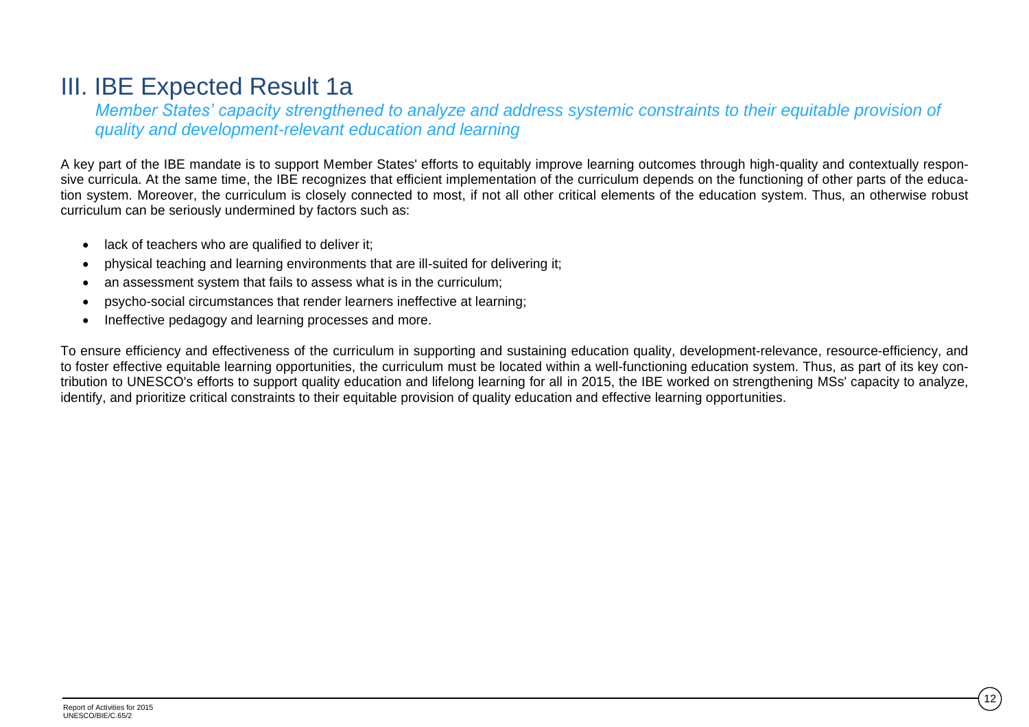# III. IBE Expected Result 1a

*Member States' capacity strengthened to analyze and address systemic constraints to their equitable provision of quality and development-relevant education and learning*

A key part of the IBE mandate is to support Member States' efforts to equitably improve learning outcomes through high-quality and contextually responsive curricula. At the same time, the IBE recognizes that efficient implementation of the curriculum depends on the functioning of other parts of the education system. Moreover, the curriculum is closely connected to most, if not all other critical elements of the education system. Thus, an otherwise robust curriculum can be seriously undermined by factors such as:

- lack of teachers who are qualified to deliver it;
- physical teaching and learning environments that are ill-suited for delivering it;
- an assessment system that fails to assess what is in the curriculum;
- psycho-social circumstances that render learners ineffective at learning;
- Ineffective pedagogy and learning processes and more.

To ensure efficiency and effectiveness of the curriculum in supporting and sustaining education quality, development-relevance, resource-efficiency, and to foster effective equitable learning opportunities, the curriculum must be located within a well-functioning education system. Thus, as part of its key contribution to UNESCO's efforts to support quality education and lifelong learning for all in 2015, the IBE worked on strengthening MSs' capacity to analyze, identify, and prioritize critical constraints to their equitable provision of quality education and effective learning opportunities.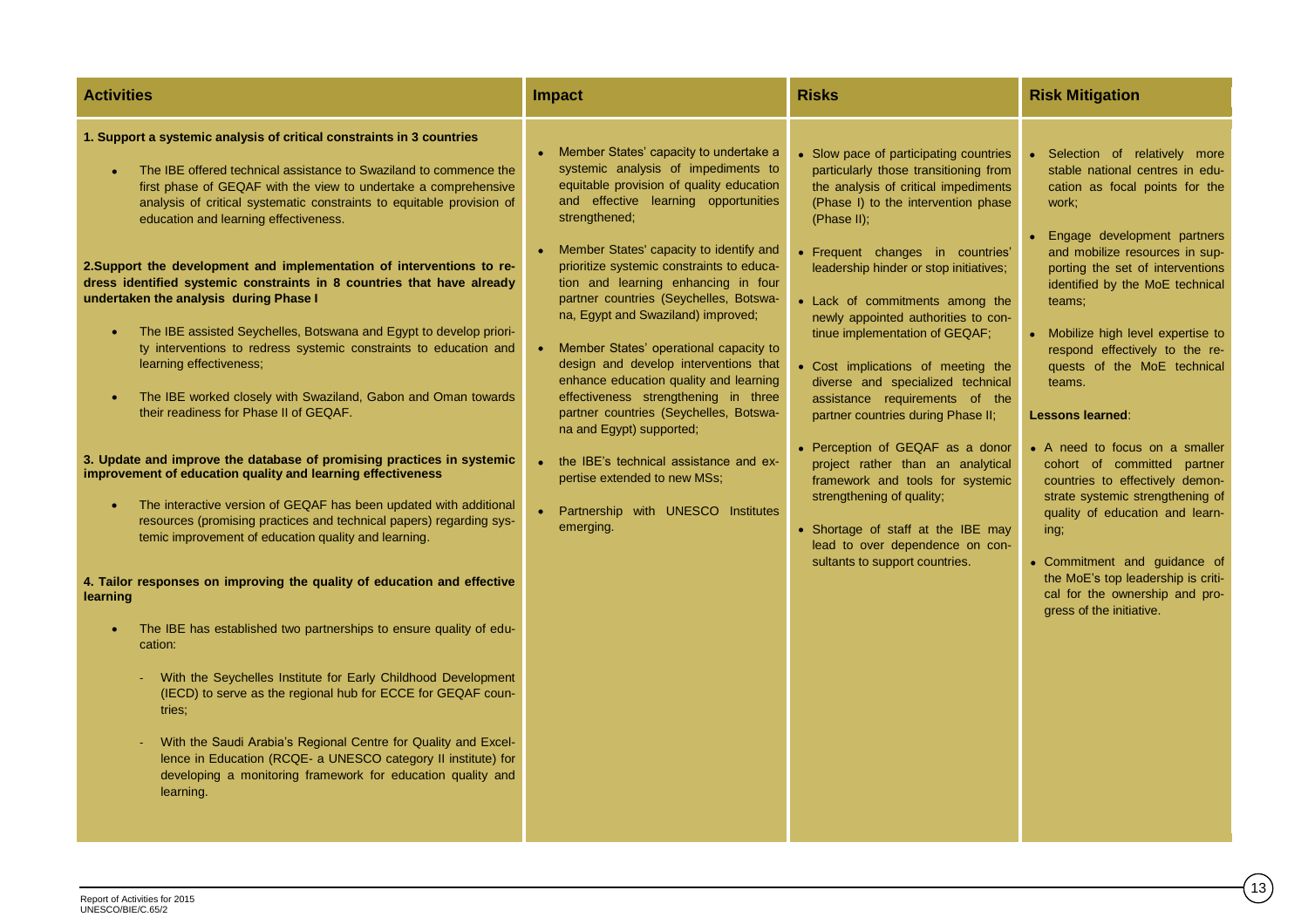| Activities | Impact | Risks | Risk Mitigation |
|---|---|---|---|
| **1. Support a systemic analysis of critical constraints in 3 countries**<br><br>• The IBE offered technical assistance to Swaziland to commence the first phase of GEQAF with the view to undertake a comprehensive analysis of critical systematic constraints to equitable provision of education and learning effectiveness.<br><br>**2.Support the development and implementation of interventions to redress identified systemic constraints in 8 countries that have already undertaken the analysis during Phase I**<br><br>• The IBE assisted Seychelles, Botswana and Egypt to develop priority interventions to redress systemic constraints to education and learning effectiveness;<br><br>• The IBE worked closely with Swaziland, Gabon and Oman towards their readiness for Phase II of GEQAF.<br><br>**3. Update and improve the database of promising practices in systemic improvement of education quality and learning effectiveness**<br><br>• The interactive version of GEQAF has been updated with additional resources (promising practices and technical papers) regarding systemic improvement of education quality and learning.<br><br>**4. Tailor responses on improving the quality of education and effective learning**<br><br>• The IBE has established two partnerships to ensure quality of education:<br><br>- With the Seychelles Institute for Early Childhood Development (IECD) to serve as the regional hub for ECCE for GEQAF countries;<br><br>- With the Saudi Arabia's Regional Centre for Quality and Excellence in Education (RCQE- a UNESCO category II institute) for developing a monitoring framework for education quality and learning. | • Member States' capacity to undertake a systemic analysis of impediments to equitable provision of quality education and effective learning opportunities strengthened;<br><br>• Member States' capacity to identify and prioritize systemic constraints to education and learning enhancing in four partner countries (Seychelles, Botswana, Egypt and Swaziland) improved;<br><br>• Member States' operational capacity to design and develop interventions that enhance education quality and learning effectiveness strengthening in three partner countries (Seychelles, Botswana and Egypt) supported;<br><br>• the IBE's technical assistance and expertise extended to new MSs;<br><br>• Partnership with UNESCO Institutes emerging. | • Slow pace of participating countries particularly those transitioning from the analysis of critical impediments (Phase I) to the intervention phase (Phase II);<br><br>• Frequent changes in countries' leadership hinder or stop initiatives;<br><br>• Lack of commitments among the newly appointed authorities to continue implementation of GEQAF;<br><br>• Cost implications of meeting the diverse and specialized technical assistance requirements of the partner countries during Phase II;<br><br>• Perception of GEQAF as a donor project rather than an analytical framework and tools for systemic strengthening of quality;<br><br>• Shortage of staff at the IBE may lead to over dependence on consultants to support countries. | • Selection of relatively more stable national centres in education as focal points for the work;<br><br>• Engage development partners and mobilize resources in supporting the set of interventions identified by the MoE technical teams;<br><br>• Mobilize high level expertise to respond effectively to the requests of the MoE technical teams.<br><br>**Lessons learned**:<br><br>• A need to focus on a smaller cohort of committed partner countries to effectively demonstrate systemic strengthening of quality of education and learning;<br><br>• Commitment and guidance of the MoE's top leadership is critical for the ownership and progress of the initiative. |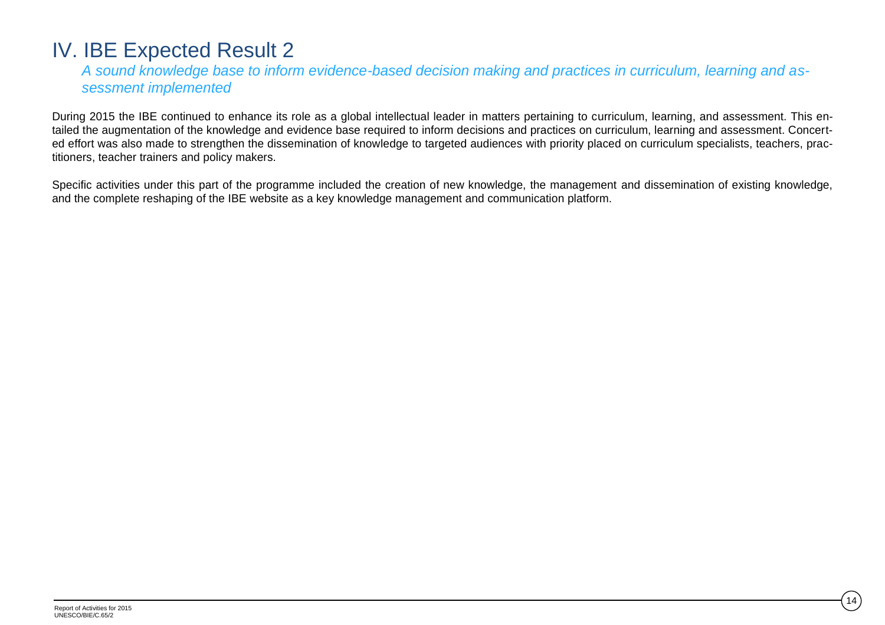# IV. IBE Expected Result 2

*A sound knowledge base to inform evidence-based decision making and practices in curriculum, learning and assessment implemented*

During 2015 the IBE continued to enhance its role as a global intellectual leader in matters pertaining to curriculum, learning, and assessment. This entailed the augmentation of the knowledge and evidence base required to inform decisions and practices on curriculum, learning and assessment. Concerted effort was also made to strengthen the dissemination of knowledge to targeted audiences with priority placed on curriculum specialists, teachers, practitioners, teacher trainers and policy makers.

Specific activities under this part of the programme included the creation of new knowledge, the management and dissemination of existing knowledge, and the complete reshaping of the IBE website as a key knowledge management and communication platform.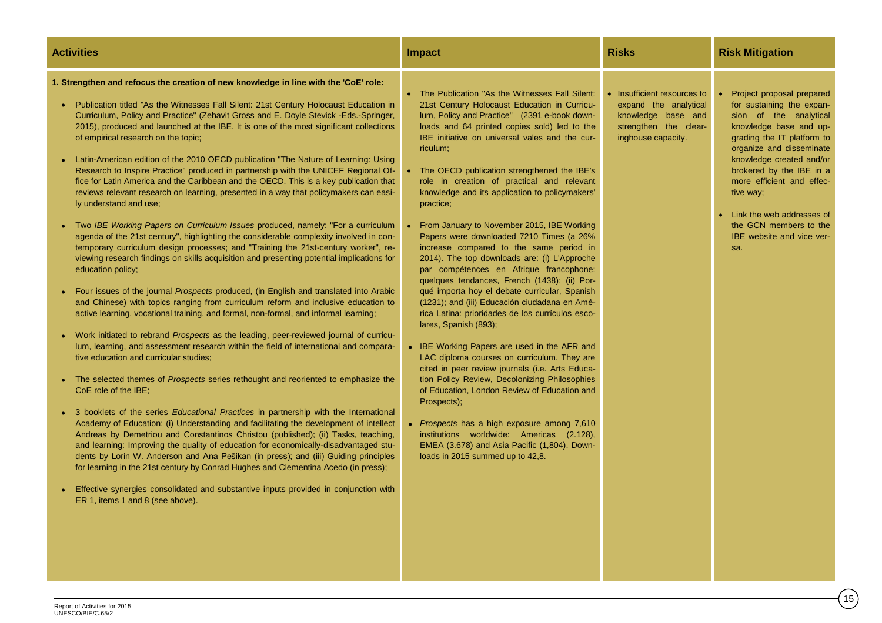| Activities | Impact | Risks | Risk Mitigation |
|---|---|---|---|
| **1. Strengthen and refocus the creation of new knowledge in line with the 'CoE' role:**<br><br>• Publication titled "As the Witnesses Fall Silent: 21st Century Holocaust Education in Curriculum, Policy and Practice" (Zehavit Gross and E. Doyle Stevick -Eds.-Springer, 2015), produced and launched at the IBE. It is one of the most significant collections of empirical research on the topic;<br><br>• Latin-American edition of the 2010 OECD publication "The Nature of Learning: Using Research to Inspire Practice" produced in partnership with the UNICEF Regional Office for Latin America and the Caribbean and the OECD. This is a key publication that reviews relevant research on learning, presented in a way that policymakers can easily understand and use;<br><br>• Two *IBE Working Papers on Curriculum Issues* produced, namely: "For a curriculum agenda of the 21st century", highlighting the considerable complexity involved in contemporary curriculum design processes; and "Training the 21st-century worker", reviewing research findings on skills acquisition and presenting potential implications for education policy;<br><br>• Four issues of the journal *Prospects* produced, (in English and translated into Arabic and Chinese) with topics ranging from curriculum reform and inclusive education to active learning, vocational training, and formal, non-formal, and informal learning;<br><br>• Work initiated to rebrand *Prospects* as the leading, peer-reviewed journal of curriculum, learning, and assessment research within the field of international and comparative education and curricular studies;<br><br>• The selected themes of *Prospects* series rethought and reoriented to emphasize the CoE role of the IBE;<br><br>• 3 booklets of the series *Educational Practices* in partnership with the International Academy of Education: (i) Understanding and facilitating the development of intellect Andreas by Demetriou and Constantinos Christou (published); (ii) Tasks, teaching, and learning: Improving the quality of education for economically-disadvantaged students by Lorin W. Anderson and Ana Pešikan (in press); and (iii) Guiding principles for learning in the 21st century by Conrad Hughes and Clementina Acedo (in press);<br><br>• Effective synergies consolidated and substantive inputs provided in conjunction with ER 1, items 1 and 8 (see above). | • The Publication "As the Witnesses Fall Silent: 21st Century Holocaust Education in Curriculum, Policy and Practice" (2391 e-book downloads and 64 printed copies sold) led to the IBE initiative on universal vales and the curriculum;<br><br>• The OECD publication strengthened the IBE's role in creation of practical and relevant knowledge and its application to policymakers' practice;<br><br>• From January to November 2015, IBE Working Papers were downloaded 7210 Times (a 26% increase compared to the same period in 2014). The top downloads are: (i) L'Approche par compétences en Afrique francophone: quelques tendances, French (1438); (ii) Por qué importa hoy el debate curricular, Spanish (1231); and (iii) Educación ciudadana en América Latina: prioridades de los currículos escolares, Spanish (893);<br><br>• IBE Working Papers are used in the AFR and LAC diploma courses on curriculum. They are cited in peer review journals (i.e. Arts Education Policy Review, Decolonizing Philosophies of Education, London Review of Education and Prospects);<br><br>• *Prospects* has a high exposure among 7,610 institutions worldwide: Americas (2.128), EMEA (3.678) and Asia Pacific (1,804). Downloads in 2015 summed up to 42,8. | • Insufficient resources to expand the analytical knowledge base and strengthen the clearinghouse capacity. | • Project proposal prepared for sustaining the expansion of the analytical knowledge base and upgrading the IT platform to organize and disseminate knowledge created and/or brokered by the IBE in a more efficient and effective way;<br><br>• Link the web addresses of the GCN members to the IBE website and vice versa. |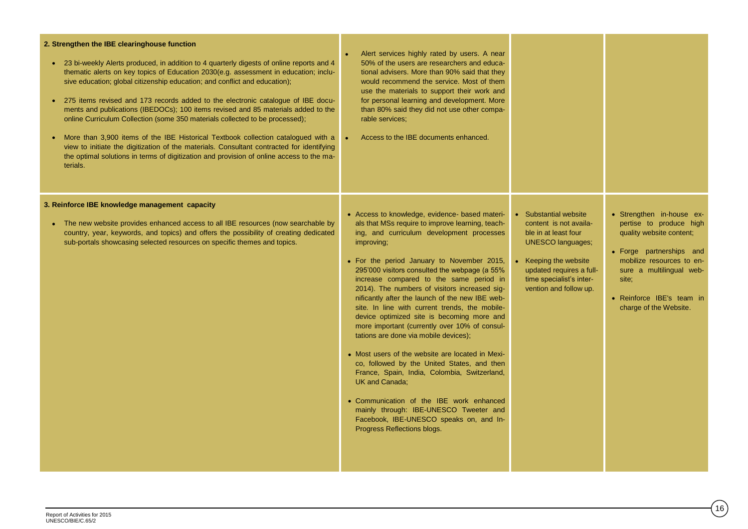| | | | |
|---|---|---|---|
| **2. Strengthen the IBE clearinghouse function**<br><br>• 23 bi-weekly Alerts produced, in addition to 4 quarterly digests of online reports and 4 thematic alerts on key topics of Education 2030(e.g. assessment in education; inclusive education; global citizenship education; and conflict and education);<br><br>• 275 items revised and 173 records added to the electronic catalogue of IBE documents and publications (IBEDOCs); 100 items revised and 85 materials added to the online Curriculum Collection (some 350 materials collected to be processed);<br><br>• More than 3,900 items of the IBE Historical Textbook collection catalogued with a view to initiate the digitization of the materials. Consultant contracted for identifying the optimal solutions in terms of digitization and provision of online access to the materials. | • Alert services highly rated by users. A near 50% of the users are researchers and educational advisers. More than 90% said that they would recommend the service. Most of them use the materials to support their work and for personal learning and development. More than 80% said they did not use other comparable services;<br><br>• Access to the IBE documents enhanced. | | |
| **3. Reinforce IBE knowledge management capacity**<br><br>• The new website provides enhanced access to all IBE resources (now searchable by country, year, keywords, and topics) and offers the possibility of creating dedicated sub-portals showcasing selected resources on specific themes and topics. | • Access to knowledge, evidence- based materials that MSs require to improve learning, teaching, and curriculum development processes improving;<br><br>• For the period January to November 2015, 295'000 visitors consulted the webpage (a 55% increase compared to the same period in 2014). The numbers of visitors increased significantly after the launch of the new IBE website. In line with current trends, the mobile-device optimized site is becoming more and more important (currently over 10% of consultations are done via mobile devices);<br><br>• Most users of the website are located in Mexico, followed by the United States, and then France, Spain, India, Colombia, Switzerland, UK and Canada;<br><br>• Communication of the IBE work enhanced mainly through: IBE-UNESCO Tweeter and Facebook, IBE-UNESCO speaks on, and In-Progress Reflections blogs. | • Substantial website content is not available in at least four UNESCO languages;<br><br>• Keeping the website updated requires a full-time specialist's intervention and follow up. | • Strengthen in-house expertise to produce high quality website content;<br><br>• Forge partnerships and mobilize resources to ensure a multilingual website;<br><br>• Reinforce IBE's team in charge of the Website. |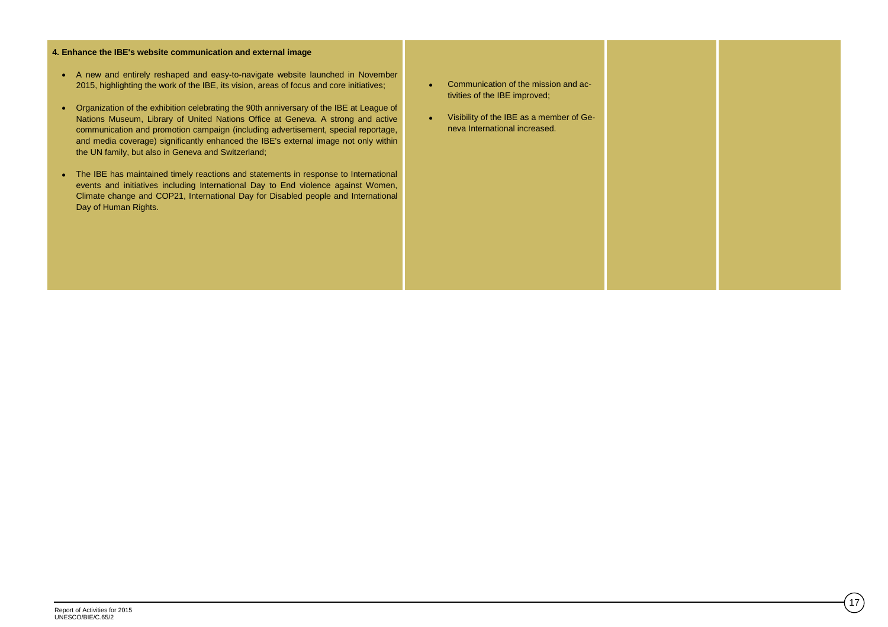| 4. Enhance the IBE's website communication and external image | | | |
|---|---|---|---|
| <ul><li>A new and entirely reshaped and easy-to-navigate website launched in November 2015, highlighting the work of the IBE, its vision, areas of focus and core initiatives;</li><li>Organization of the exhibition celebrating the 90th anniversary of the IBE at League of Nations Museum, Library of United Nations Office at Geneva. A strong and active communication and promotion campaign (including advertisement, special reportage, and media coverage) significantly enhanced the IBE's external image not only within the UN family, but also in Geneva and Switzerland;</li><li>The IBE has maintained timely reactions and statements in response to International events and initiatives including International Day to End violence against Women, Climate change and COP21, International Day for Disabled people and International Day of Human Rights.</li></ul> | <ul><li>Communication of the mission and activities of the IBE improved;</li><li>Visibility of the IBE as a member of Geneva International increased.</li></ul> | | |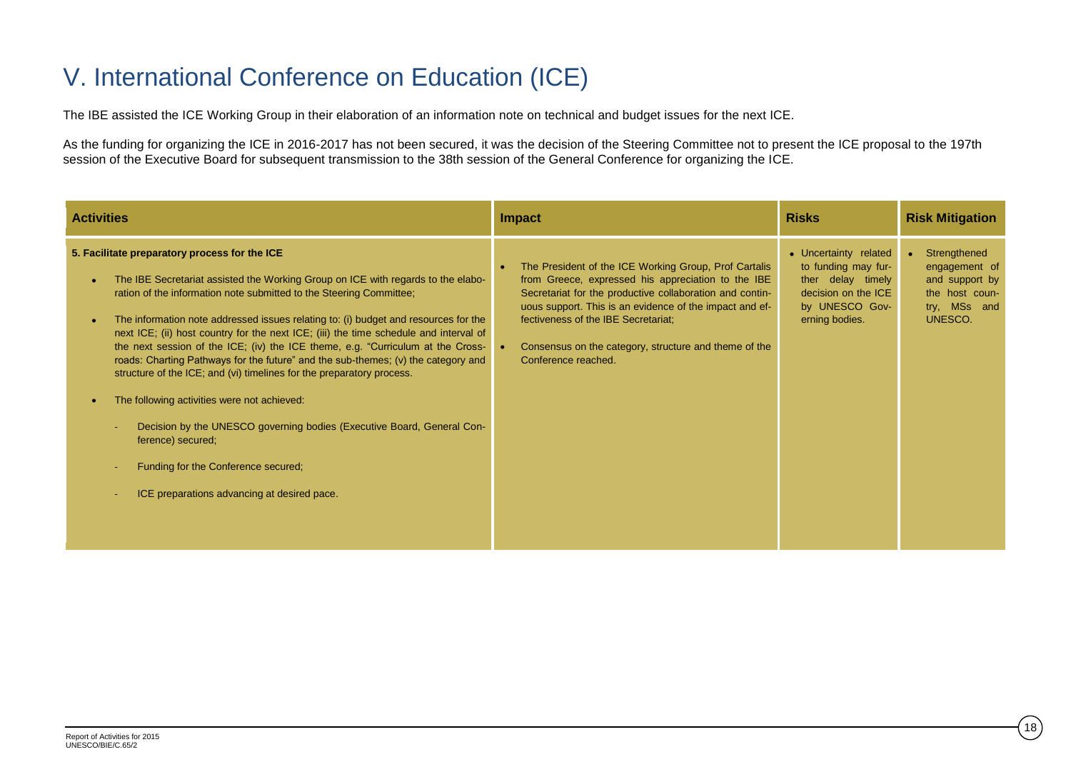# V. International Conference on Education (ICE)

The IBE assisted the ICE Working Group in their elaboration of an information note on technical and budget issues for the next ICE.

As the funding for organizing the ICE in 2016-2017 has not been secured, it was the decision of the Steering Committee not to present the ICE proposal to the 197th session of the Executive Board for subsequent transmission to the 38th session of the General Conference for organizing the ICE.

| Activities | Impact | Risks | Risk Mitigation |
|---|---|---|---|
| **5. Facilitate preparatory process for the ICE**<br>• The IBE Secretariat assisted the Working Group on ICE with regards to the elaboration of the information note submitted to the Steering Committee;<br>• The information note addressed issues relating to: (i) budget and resources for the next ICE; (ii) host country for the next ICE; (iii) the time schedule and interval of the next session of the ICE; (iv) the ICE theme, e.g. "Curriculum at the Crossroads: Charting Pathways for the future" and the sub-themes; (v) the category and structure of the ICE; and (vi) timelines for the preparatory process.<br>• The following activities were not achieved:<br>- Decision by the UNESCO governing bodies (Executive Board, General Conference) secured;<br>- Funding for the Conference secured;<br>- ICE preparations advancing at desired pace. | • The President of the ICE Working Group, Prof Cartalis from Greece, expressed his appreciation to the IBE Secretariat for the productive collaboration and continuous support. This is an evidence of the impact and effectiveness of the IBE Secretariat;<br>• Consensus on the category, structure and theme of the Conference reached. | • Uncertainty related to funding may further delay timely decision on the ICE by UNESCO Governing bodies. | • Strengthened engagement of and support by the host country, MSs and UNESCO. |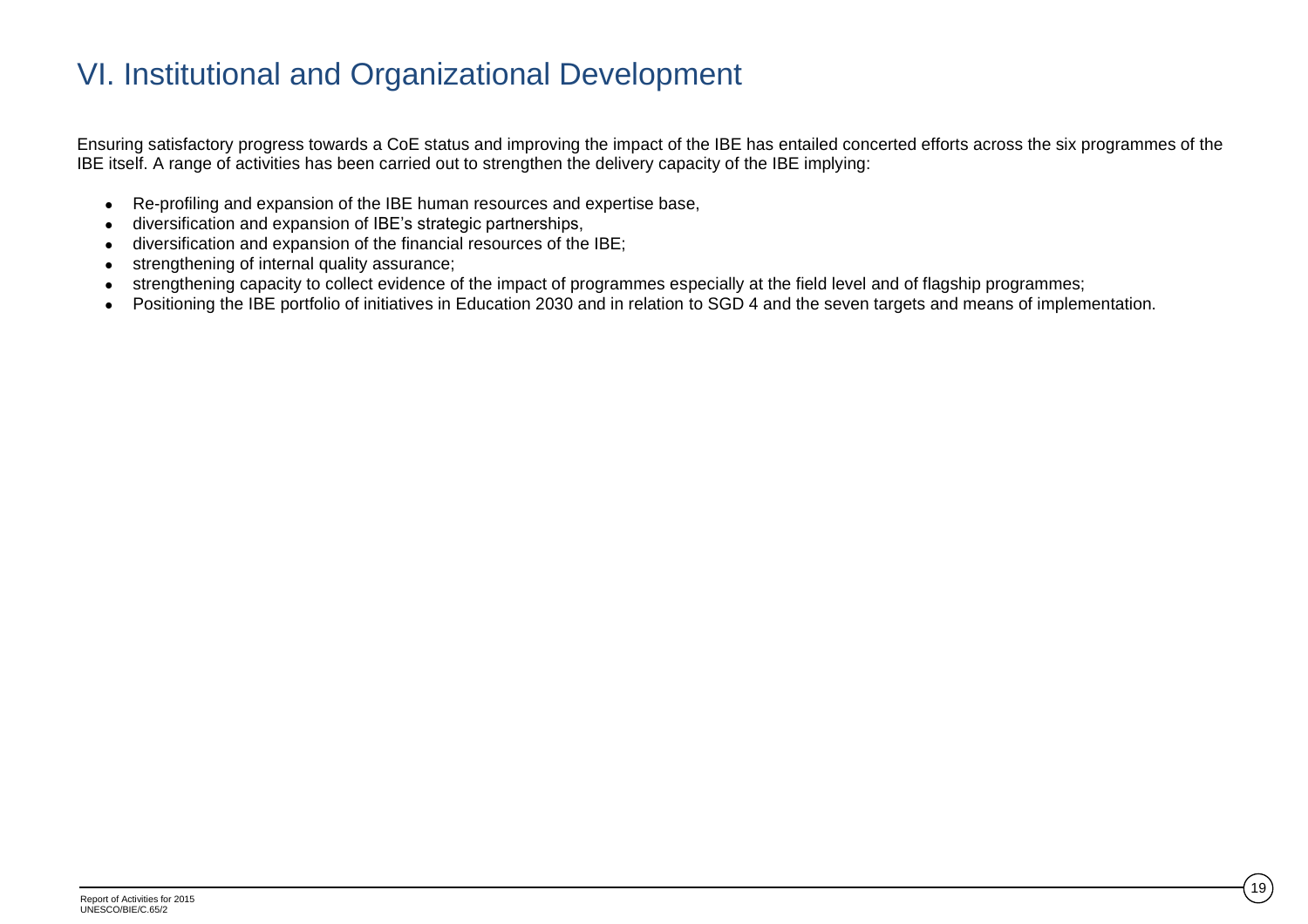# VI. Institutional and Organizational Development

Ensuring satisfactory progress towards a CoE status and improving the impact of the IBE has entailed concerted efforts across the six programmes of the IBE itself. A range of activities has been carried out to strengthen the delivery capacity of the IBE implying:

- Re-profiling and expansion of the IBE human resources and expertise base,
- diversification and expansion of IBE's strategic partnerships,
- diversification and expansion of the financial resources of the IBE;
- strengthening of internal quality assurance;
- strengthening capacity to collect evidence of the impact of programmes especially at the field level and of flagship programmes;
- Positioning the IBE portfolio of initiatives in Education 2030 and in relation to SGD 4 and the seven targets and means of implementation.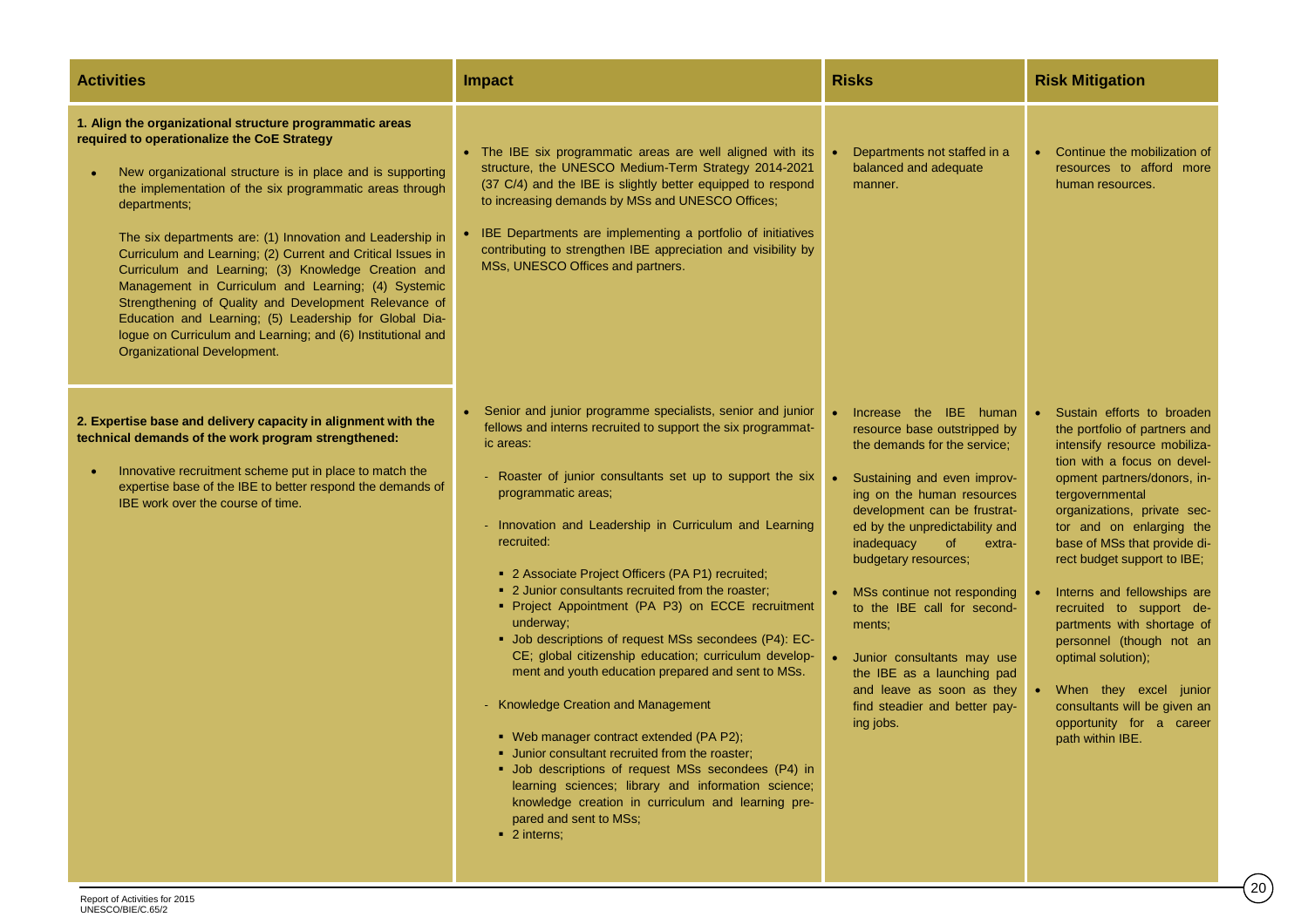| Activities | Impact | Risks | Risk Mitigation |
|---|---|---|---|
| **1. Align the organizational structure programmatic areas required to operationalize the CoE Strategy**<br><br>• New organizational structure is in place and is supporting the implementation of the six programmatic areas through departments;<br><br>The six departments are: (1) Innovation and Leadership in Curriculum and Learning; (2) Current and Critical Issues in Curriculum and Learning; (3) Knowledge Creation and Management in Curriculum and Learning; (4) Systemic Strengthening of Quality and Development Relevance of Education and Learning; (5) Leadership for Global Dialogue on Curriculum and Learning; and (6) Institutional and Organizational Development. | • The IBE six programmatic areas are well aligned with its structure, the UNESCO Medium-Term Strategy 2014-2021 (37 C/4) and the IBE is slightly better equipped to respond to increasing demands by MSs and UNESCO Offices;<br><br>• IBE Departments are implementing a portfolio of initiatives contributing to strengthen IBE appreciation and visibility by MSs, UNESCO Offices and partners. | • Departments not staffed in a balanced and adequate manner. | • Continue the mobilization of resources to afford more human resources. |
| **2. Expertise base and delivery capacity in alignment with the technical demands of the work program strengthened:**<br><br>• Innovative recruitment scheme put in place to match the expertise base of the IBE to better respond the demands of IBE work over the course of time. | • Senior and junior programme specialists, senior and junior fellows and interns recruited to support the six programmatic areas:<br><br>- Roaster of junior consultants set up to support the six programmatic areas;<br><br>- Innovation and Leadership in Curriculum and Learning recruited:<br>▪ 2 Associate Project Officers (PA P1) recruited;<br>▪ 2 Junior consultants recruited from the roaster;<br>▪ Project Appointment (PA P3) on ECCE recruitment underway;<br>▪ Job descriptions of request MSs secondees (P4): ECCE; global citizenship education; curriculum development and youth education prepared and sent to MSs.<br><br>- Knowledge Creation and Management<br>▪ Web manager contract extended (PA P2);<br>▪ Junior consultant recruited from the roaster;<br>▪ Job descriptions of request MSs secondees (P4) in learning sciences; library and information science; knowledge creation in curriculum and learning prepared and sent to MSs;<br>▪ 2 interns; | • Increase the IBE human resource base outstripped by the demands for the service;<br><br>• Sustaining and even improving on the human resources development can be frustrated by the unpredictability and inadequacy of extra-budgetary resources;<br><br>• MSs continue not responding to the IBE call for secondments;<br><br>• Junior consultants may use the IBE as a launching pad and leave as soon as they find steadier and better paying jobs. | • Sustain efforts to broaden the portfolio of partners and intensify resource mobilization with a focus on development partners/donors, intergovernmental organizations, private sector and on enlarging the base of MSs that provide direct budget support to IBE;<br><br>• Interns and fellowships are recruited to support departments with shortage of personnel (though not an optimal solution);<br><br>• When they excel junior consultants will be given an opportunity for a career path within IBE. |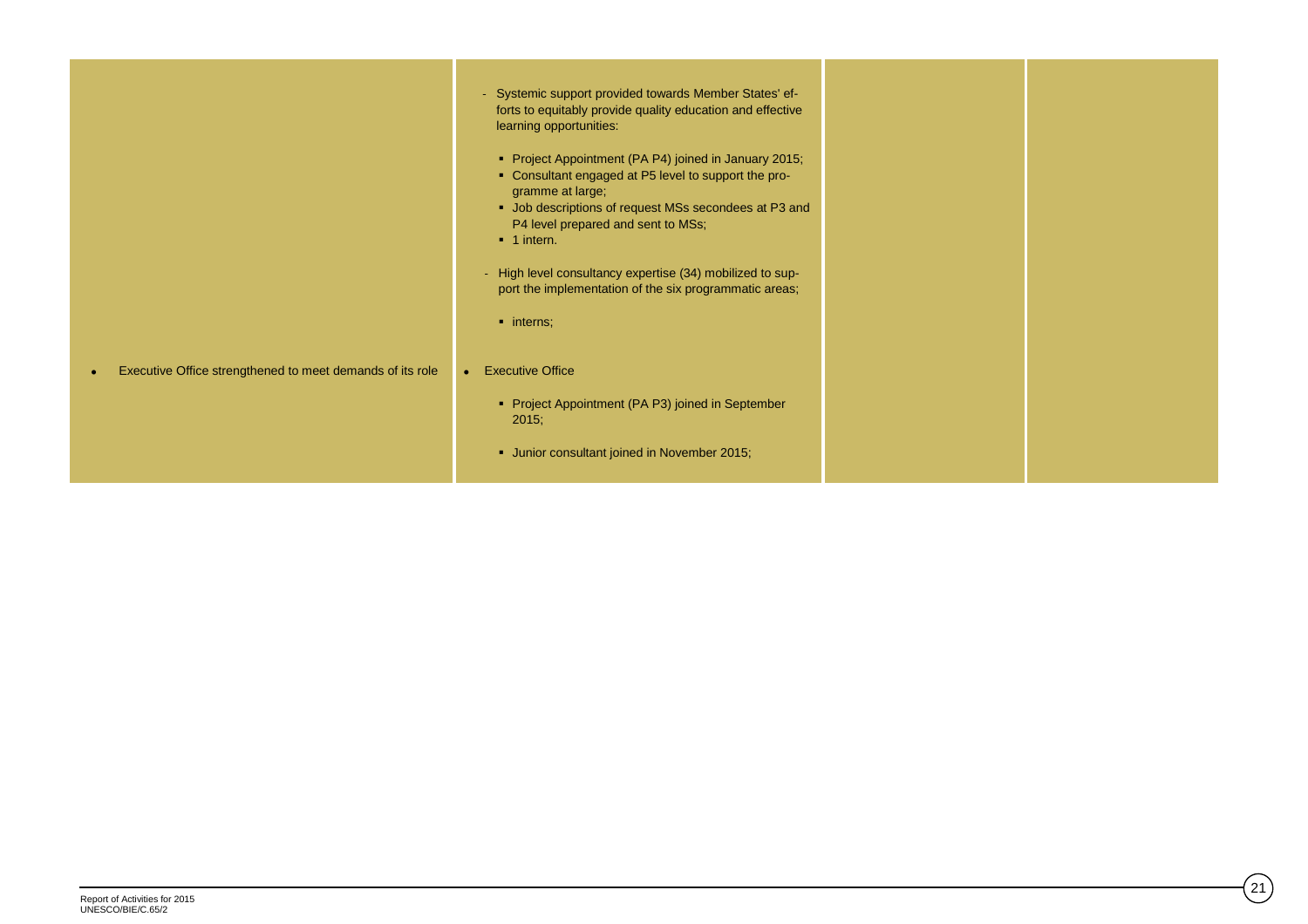| | | | |
|---|---|---|---|
| | - Systemic support provided towards Member States' efforts to equitably provide quality education and effective learning opportunities:<br><br>▪ Project Appointment (PA P4) joined in January 2015;<br>▪ Consultant engaged at P5 level to support the programme at large;<br>▪ Job descriptions of request MSs secondees at P3 and P4 level prepared and sent to MSs;<br>▪ 1 intern.<br><br>- High level consultancy expertise (34) mobilized to support the implementation of the six programmatic areas;<br><br>▪ interns; | | |
| • Executive Office strengthened to meet demands of its role | • Executive Office<br><br>▪ Project Appointment (PA P3) joined in September 2015;<br><br>▪ Junior consultant joined in November 2015; | | |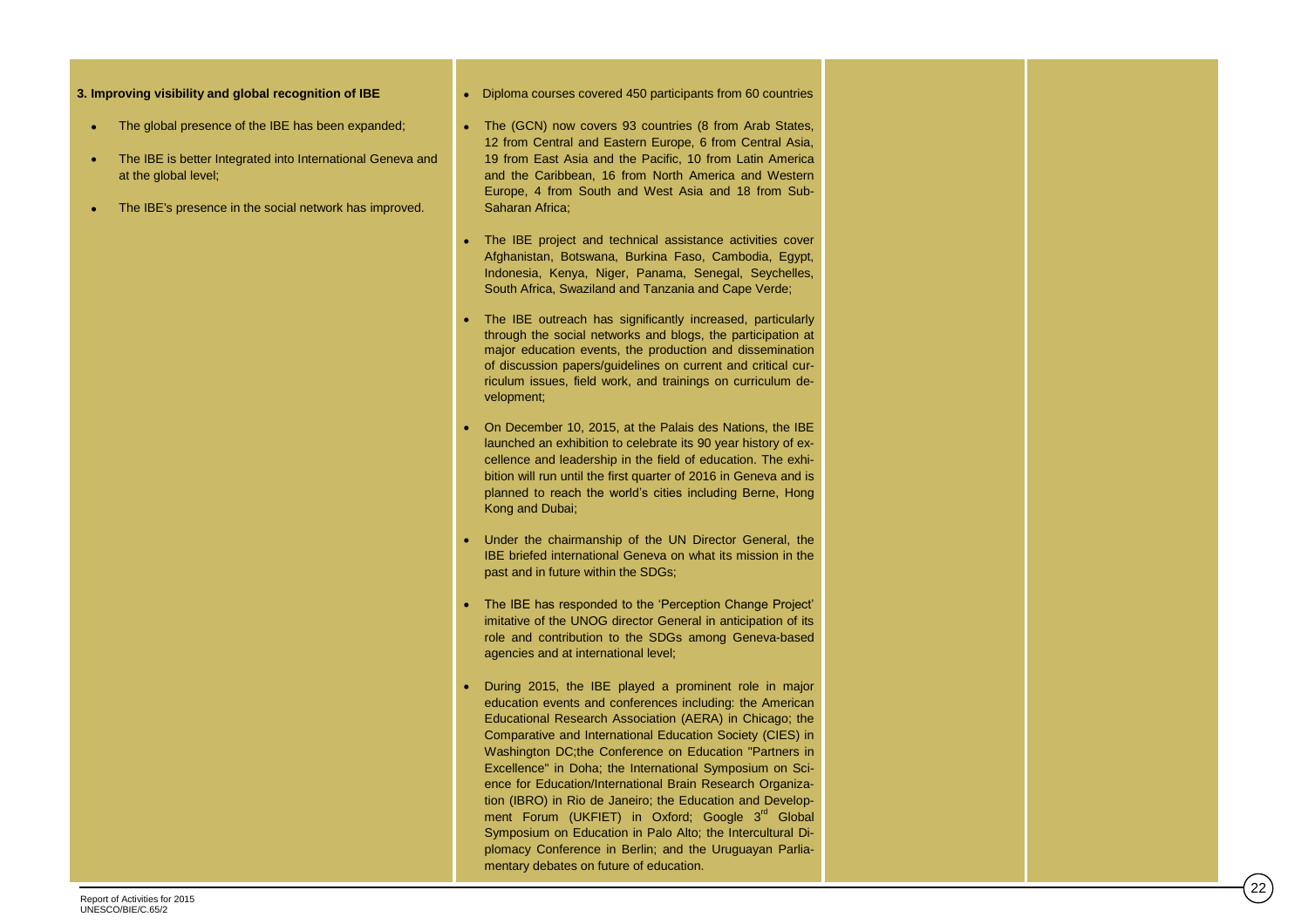| | | | |
|---|---|---|---|
| **3. Improving visibility and global recognition of IBE**<br><br>• The global presence of the IBE has been expanded;<br><br>• The IBE is better Integrated into International Geneva and at the global level;<br><br>• The IBE's presence in the social network has improved. | • Diploma courses covered 450 participants from 60 countries<br><br>• The (GCN) now covers 93 countries (8 from Arab States, 12 from Central and Eastern Europe, 6 from Central Asia, 19 from East Asia and the Pacific, 10 from Latin America and the Caribbean, 16 from North America and Western Europe, 4 from South and West Asia and 18 from Sub-Saharan Africa;<br><br>• The IBE project and technical assistance activities cover Afghanistan, Botswana, Burkina Faso, Cambodia, Egypt, Indonesia, Kenya, Niger, Panama, Senegal, Seychelles, South Africa, Swaziland and Tanzania and Cape Verde;<br><br>• The IBE outreach has significantly increased, particularly through the social networks and blogs, the participation at major education events, the production and dissemination of discussion papers/guidelines on current and critical curriculum issues, field work, and trainings on curriculum development;<br><br>• On December 10, 2015, at the Palais des Nations, the IBE launched an exhibition to celebrate its 90 year history of excellence and leadership in the field of education. The exhibition will run until the first quarter of 2016 in Geneva and is planned to reach the world's cities including Berne, Hong Kong and Dubai;<br><br>• Under the chairmanship of the UN Director General, the IBE briefed international Geneva on what its mission in the past and in future within the SDGs;<br><br>• The IBE has responded to the 'Perception Change Project' imitative of the UNOG director General in anticipation of its role and contribution to the SDGs among Geneva-based agencies and at international level;<br><br>• During 2015, the IBE played a prominent role in major education events and conferences including: the American Educational Research Association (AERA) in Chicago; the Comparative and International Education Society (CIES) in Washington DC;the Conference on Education "Partners in Excellence" in Doha; the International Symposium on Science for Education/International Brain Research Organization (IBRO) in Rio de Janeiro; the Education and Development Forum (UKFIET) in Oxford; Google 3rd Global Symposium on Education in Palo Alto; the Intercultural Diplomacy Conference in Berlin; and the Uruguayan Parliamentary debates on future of education. | | |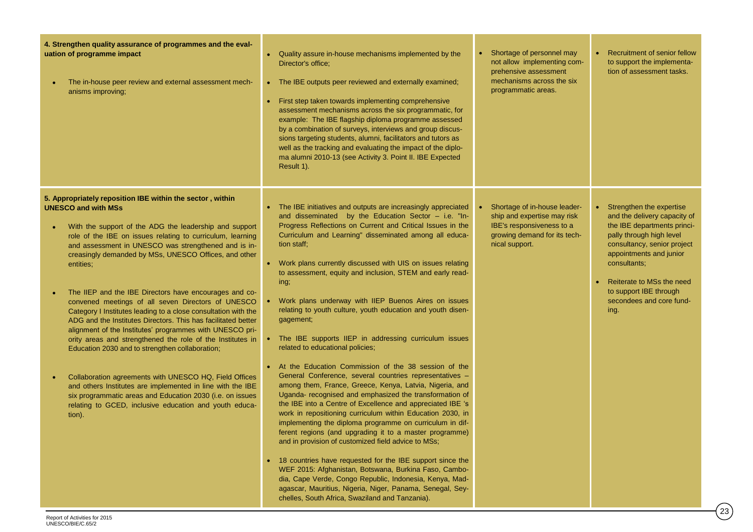| | | | |
|---|---|---|---|
| **4. Strengthen quality assurance of programmes and the evaluation of programme impact**<br><br>• The in-house peer review and external assessment mechanisms improving; | • Quality assure in-house mechanisms implemented by the Director's office;<br><br>• The IBE outputs peer reviewed and externally examined;<br><br>• First step taken towards implementing comprehensive assessment mechanisms across the six programmatic, for example: The IBE flagship diploma programme assessed by a combination of surveys, interviews and group discussions targeting students, alumni, facilitators and tutors as well as the tracking and evaluating the impact of the diploma alumni 2010-13 (see Activity 3. Point II. IBE Expected Result 1). | • Shortage of personnel may not allow implementing comprehensive assessment mechanisms across the six programmatic areas. | • Recruitment of senior fellow to support the implementation of assessment tasks. |
| **5. Appropriately reposition IBE within the sector , within UNESCO and with MSs**<br><br>• With the support of the ADG the leadership and support role of the IBE on issues relating to curriculum, learning and assessment in UNESCO was strengthened and is increasingly demanded by MSs, UNESCO Offices, and other entities;<br><br>• The IIEP and the IBE Directors have encourages and co-convened meetings of all seven Directors of UNESCO Category I Institutes leading to a close consultation with the ADG and the Institutes Directors. This has facilitated better alignment of the Institutes' programmes with UNESCO priority areas and strengthened the role of the Institutes in Education 2030 and to strengthen collaboration;<br><br>• Collaboration agreements with UNESCO HQ, Field Offices and others Institutes are implemented in line with the IBE six programmatic areas and Education 2030 (i.e. on issues relating to GCED, inclusive education and youth education). | • The IBE initiatives and outputs are increasingly appreciated and disseminated by the Education Sector – i.e. "In-Progress Reflections on Current and Critical Issues in the Curriculum and Learning" disseminated among all education staff;<br><br>• Work plans currently discussed with UIS on issues relating to assessment, equity and inclusion, STEM and early reading;<br><br>• Work plans underway with IIEP Buenos Aires on issues relating to youth culture, youth education and youth disengagement;<br><br>• The IBE supports IIEP in addressing curriculum issues related to educational policies;<br><br>• At the Education Commission of the 38 session of the General Conference, several countries representatives – among them, France, Greece, Kenya, Latvia, Nigeria, and Uganda- recognised and emphasized the transformation of the IBE into a Centre of Excellence and appreciated IBE 's work in repositioning curriculum within Education 2030, in implementing the diploma programme on curriculum in different regions (and upgrading it to a master programme) and in provision of customized field advice to MSs;<br><br>• 18 countries have requested for the IBE support since the WEF 2015: Afghanistan, Botswana, Burkina Faso, Cambodia, Cape Verde, Congo Republic, Indonesia, Kenya, Madagascar, Mauritius, Nigeria, Niger, Panama, Senegal, Seychelles, South Africa, Swaziland and Tanzania). | • Shortage of in-house leadership and expertise may risk IBE's responsiveness to a growing demand for its technical support. | • Strengthen the expertise and the delivery capacity of the IBE departments principally through high level consultancy, senior project appointments and junior consultants;<br><br>• Reiterate to MSs the need to support IBE through secondees and core funding. |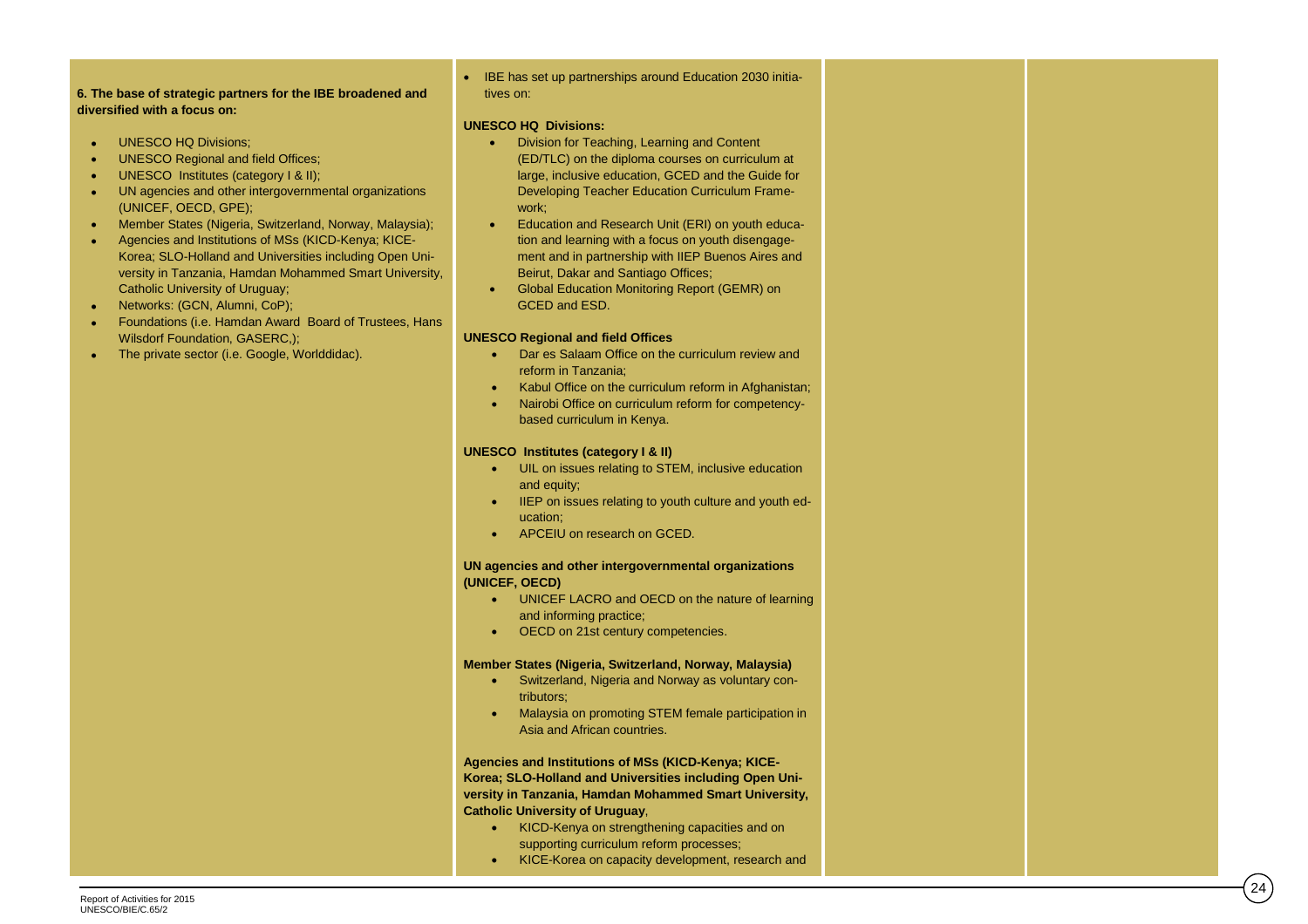| | | | |
|---|---|---|---|
| **6. The base of strategic partners for the IBE broadened and diversified with a focus on:**<br><br>• UNESCO HQ Divisions;<br>• UNESCO Regional and field Offices;<br>• UNESCO Institutes (category I & II);<br>• UN agencies and other intergovernmental organizations (UNICEF, OECD, GPE);<br>• Member States (Nigeria, Switzerland, Norway, Malaysia);<br>• Agencies and Institutions of MSs (KICD-Kenya; KICE-Korea; SLO-Holland and Universities including Open University in Tanzania, Hamdan Mohammed Smart University, Catholic University of Uruguay;<br>• Networks: (GCN, Alumni, CoP);<br>• Foundations (i.e. Hamdan Award Board of Trustees, Hans Wilsdorf Foundation, GASERC,);<br>• The private sector (i.e. Google, Worlddidac). | • IBE has set up partnerships around Education 2030 initiatives on:<br><br>**UNESCO HQ Divisions:**<br>• Division for Teaching, Learning and Content (ED/TLC) on the diploma courses on curriculum at large, inclusive education, GCED and the Guide for Developing Teacher Education Curriculum Framework;<br>• Education and Research Unit (ERI) on youth education and learning with a focus on youth disengagement and in partnership with IIEP Buenos Aires and Beirut, Dakar and Santiago Offices;<br>• Global Education Monitoring Report (GEMR) on GCED and ESD.<br><br>**UNESCO Regional and field Offices**<br>• Dar es Salaam Office on the curriculum review and reform in Tanzania;<br>• Kabul Office on the curriculum reform in Afghanistan;<br>• Nairobi Office on curriculum reform for competency-based curriculum in Kenya.<br><br>**UNESCO Institutes (category I & II)**<br>• UIL on issues relating to STEM, inclusive education and equity;<br>• IIEP on issues relating to youth culture and youth education;<br>• APCEIU on research on GCED.<br><br>**UN agencies and other intergovernmental organizations (UNICEF, OECD)**<br>• UNICEF LACRO and OECD on the nature of learning and informing practice;<br>• OECD on 21st century competencies.<br><br>**Member States (Nigeria, Switzerland, Norway, Malaysia)**<br>• Switzerland, Nigeria and Norway as voluntary contributors;<br>• Malaysia on promoting STEM female participation in Asia and African countries.<br><br>**Agencies and Institutions of MSs (KICD-Kenya; KICE-Korea; SLO-Holland and Universities including Open University in Tanzania, Hamdan Mohammed Smart University, Catholic University of Uruguay**,<br>• KICD-Kenya on strengthening capacities and on supporting curriculum reform processes;<br>• KICE-Korea on capacity development, research and | | |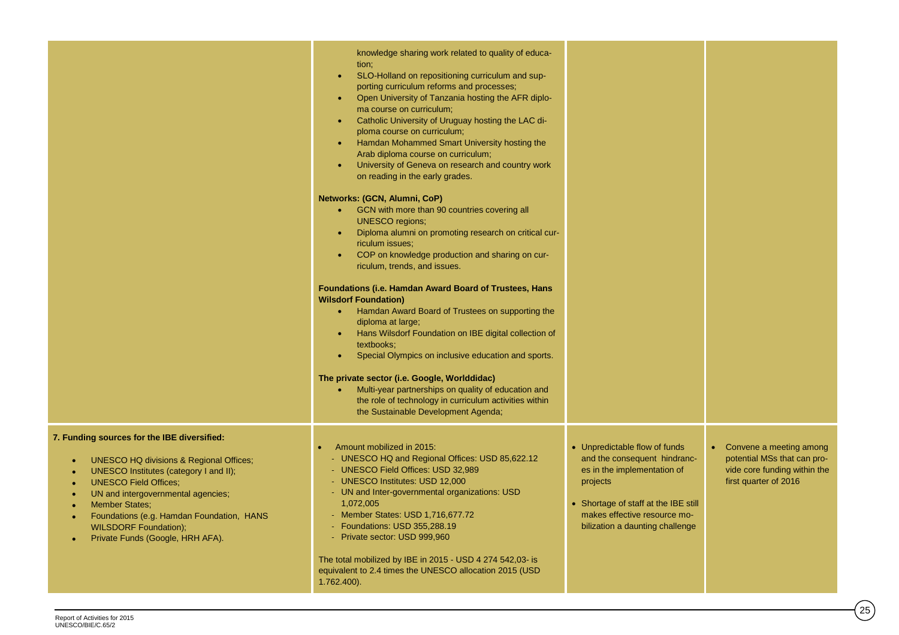| | | | |
|---|---|---|---|
| | knowledge sharing work related to quality of education;<br>• SLO-Holland on repositioning curriculum and supporting curriculum reforms and processes;<br>• Open University of Tanzania hosting the AFR diploma course on curriculum;<br>• Catholic University of Uruguay hosting the LAC diploma course on curriculum;<br>• Hamdan Mohammed Smart University hosting the Arab diploma course on curriculum;<br>• University of Geneva on research and country work on reading in the early grades.<br><br>**Networks: (GCN, Alumni, CoP)**<br>• GCN with more than 90 countries covering all UNESCO regions;<br>• Diploma alumni on promoting research on critical curriculum issues;<br>• COP on knowledge production and sharing on curriculum, trends, and issues.<br><br>**Foundations (i.e. Hamdan Award Board of Trustees, Hans Wilsdorf Foundation)**<br>• Hamdan Award Board of Trustees on supporting the diploma at large;<br>• Hans Wilsdorf Foundation on IBE digital collection of textbooks;<br>• Special Olympics on inclusive education and sports.<br><br>**The private sector (i.e. Google, Worlddidac)**<br>• Multi-year partnerships on quality of education and the role of technology in curriculum activities within the Sustainable Development Agenda; | | |
| **7. Funding sources for the IBE diversified:**<br>• UNESCO HQ divisions & Regional Offices;<br>• UNESCO Institutes (category I and II);<br>• UNESCO Field Offices;<br>• UN and intergovernmental agencies;<br>• Member States;<br>• Foundations (e.g. Hamdan Foundation, HANS WILSDORF Foundation);<br>• Private Funds (Google, HRH AFA). | • Amount mobilized in 2015:<br>- UNESCO HQ and Regional Offices: USD 85,622.12<br>- UNESCO Field Offices: USD 32,989<br>- UNESCO Institutes: USD 12,000<br>- UN and Inter-governmental organizations: USD 1,072,005<br>- Member States: USD 1,716,677.72<br>- Foundations: USD 355,288.19<br>- Private sector: USD 999,960<br><br>The total mobilized by IBE in 2015 - USD 4 274 542,03- is equivalent to 2.4 times the UNESCO allocation 2015 (USD 1.762.400). | • Unpredictable flow of funds and the consequent hindrances in the implementation of projects<br>• Shortage of staff at the IBE still makes effective resource mobilization a daunting challenge | • Convene a meeting among potential MSs that can provide core funding within the first quarter of 2016 |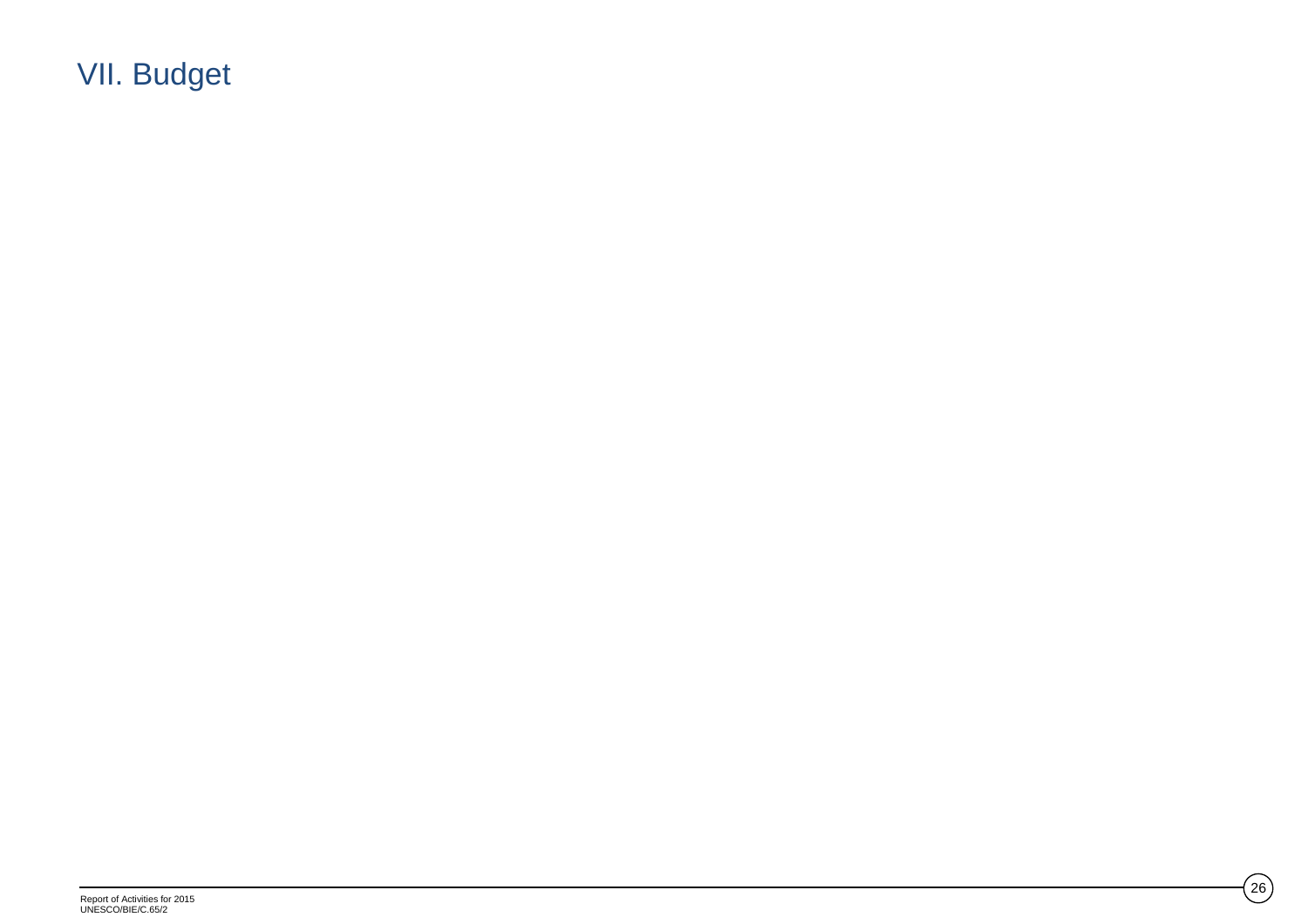# VII. Budget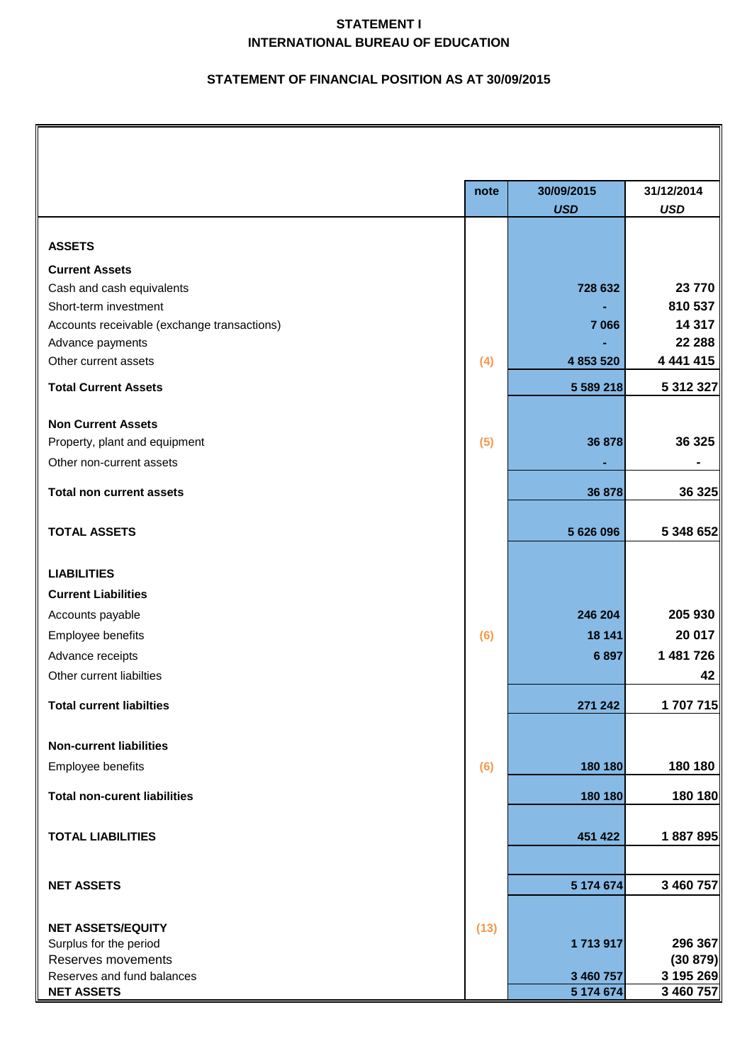# STATEMENT I
# INTERNATIONAL BUREAU OF EDUCATION

## STATEMENT OF FINANCIAL POSITION AS AT 30/09/2015

| | note | 30/09/2015 USD | 31/12/2014 USD |
|---|---|---|---|
| **ASSETS** | | | |
| **Current Assets** | | | |
| Cash and cash equivalents | | 728 632 | 23 770 |
| Short-term investment | | - | 810 537 |
| Accounts receivable (exchange transactions) | | 7 066 | 14 317 |
| Advance payments | | - | 22 288 |
| Other current assets | (4) | 4 853 520 | 4 441 415 |
| **Total Current Assets** | | **5 589 218** | **5 312 327** |
| **Non Current Assets** | | | |
| Property, plant and equipment | (5) | 36 878 | 36 325 |
| Other non-current assets | | - | - |
| **Total non current assets** | | **36 878** | **36 325** |
| **TOTAL ASSETS** | | **5 626 096** | **5 348 652** |
| **LIABILITIES** | | | |
| **Current Liabilities** | | | |
| Accounts payable | | 246 204 | 205 930 |
| Employee benefits | (6) | 18 141 | 20 017 |
| Advance receipts | | 6 897 | 1 481 726 |
| Other current liabilties | | | 42 |
| **Total current liabilties** | | **271 242** | **1 707 715** |
| **Non-current liabilities** | | | |
| Employee benefits | (6) | 180 180 | 180 180 |
| **Total non-curent liabilities** | | **180 180** | **180 180** |
| **TOTAL LIABILITIES** | | **451 422** | **1 887 895** |
| **NET ASSETS** | | **5 174 674** | **3 460 757** |
| **NET ASSETS/EQUITY** | (13) | | |
| Surplus for the period | | 1 713 917 | 296 367 |
| Reserves movements | | | (30 879) |
| Reserves and fund balances | | 3 460 757 | 3 195 269 |
| **NET ASSETS** | | **5 174 674** | **3 460 757** |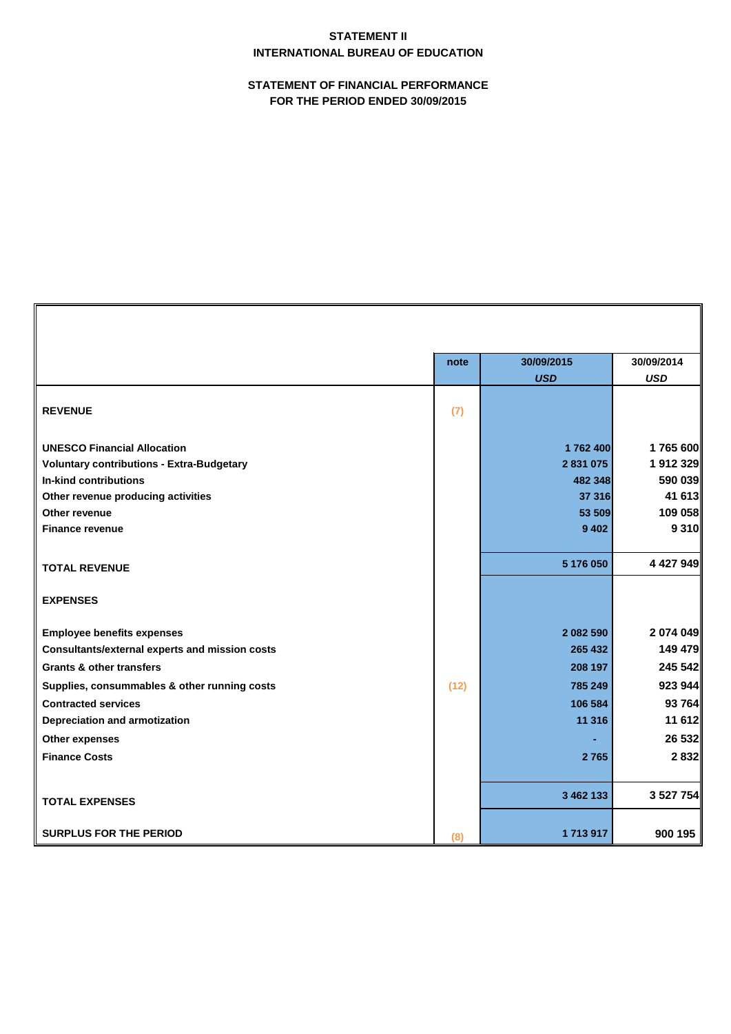**STATEMENT II**
**INTERNATIONAL BUREAU OF EDUCATION**

**STATEMENT OF FINANCIAL PERFORMANCE**
**FOR THE PERIOD ENDED 30/09/2015**

| | note | 30/09/2015 *USD* | 30/09/2014 *USD* |
|---|---|---|---|
| **REVENUE** | (7) | | |
| **UNESCO Financial Allocation** | | 1 762 400 | 1 765 600 |
| **Voluntary contributions - Extra-Budgetary** | | 2 831 075 | 1 912 329 |
| **In-kind contributions** | | 482 348 | 590 039 |
| **Other revenue producing activities** | | 37 316 | 41 613 |
| **Other revenue** | | 53 509 | 109 058 |
| **Finance revenue** | | 9 402 | 9 310 |
| **TOTAL REVENUE** | | 5 176 050 | 4 427 949 |
| **EXPENSES** | | | |
| **Employee benefits expenses** | | 2 082 590 | 2 074 049 |
| **Consultants/external experts and mission costs** | | 265 432 | 149 479 |
| **Grants & other transfers** | | 208 197 | 245 542 |
| **Supplies, consummables & other running costs** | (12) | 785 249 | 923 944 |
| **Contracted services** | | 106 584 | 93 764 |
| **Depreciation and armotization** | | 11 316 | 11 612 |
| **Other expenses** | | - | 26 532 |
| **Finance Costs** | | 2 765 | 2 832 |
| **TOTAL EXPENSES** | | 3 462 133 | 3 527 754 |
| **SURPLUS FOR THE PERIOD** | (8) | 1 713 917 | 900 195 |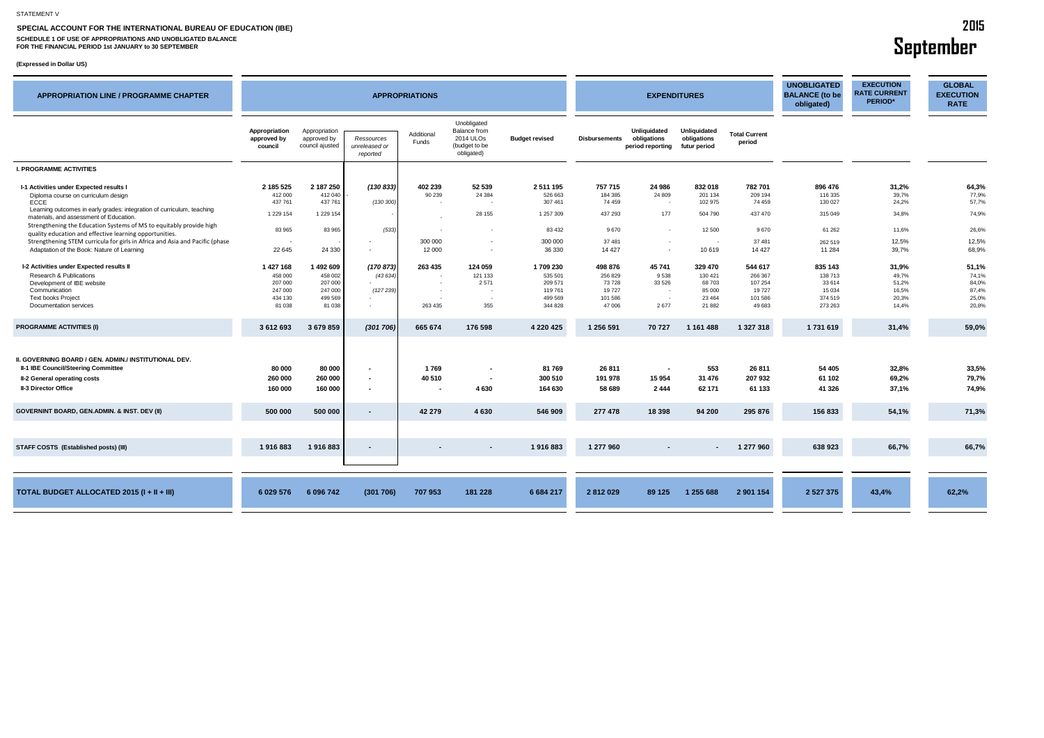STATEMENT V

# SPECIAL ACCOUNT FOR THE INTERNATIONAL BUREAU OF EDUCATION (IBE)

**2015**
**September**

**SCHEDULE 1 OF USE OF APPROPRIATIONS AND UNOBLIGATED BALANCE**
**FOR THE FINANCIAL PERIOD 1st JANUARY to 30 SEPTEMBER**

**(Expressed in Dollar US)**

| APPROPRIATION LINE / PROGRAMME CHAPTER | APPROPRIATIONS | | | | | | EXPENDITURES | | | | UNOBLIGATED BALANCE (to be obligated) | EXECUTION RATE CURRENT PERIOD* | GLOBAL EXECUTION RATE |
|---|---|---|---|---|---|---|---|---|---|---|---|---|---|
| | Appropriation approved by council | Appropriation approved by council ajusted | *Ressources unreleased or reported* | Additional Funds | Unobligated Balance from 2014 ULOs (budget to be obligated) | Budget revised | Disbursements | Unliquidated obligations period reporting | Unliquidated obligations futur period | Total Current period | | | |
| **I. PROGRAMME ACTIVITIES** | | | | | | | | | | | | | |
| **I-1 Activities under Expected results I** | **2 185 525** | **2 187 250** | ***(130 833)*** | **402 239** | **52 539** | **2 511 195** | **757 715** | **24 986** | **832 018** | **782 701** | **896 476** | **31,2%** | **64,3%** |
| Diploma course on curriculum design | 412 000 | 412 040 | - | 90 239 | 24 384 | 526 663 | 184 385 | 24 809 | 201 134 | 209 194 | 116 335 | 39,7% | 77,9% |
| ECCE | 437 761 | 437 761 | *(130 300)* | - | - | 307 461 | 74 459 | - | 102 975 | 74 459 | 130 027 | 24,2% | 57,7% |
| Learning outcomes in early grades: integration of curriculum, teaching materials, and assessment of Education. | 1 229 154 | 1 229 154 | - | - | 28 155 | 1 257 309 | 437 293 | 177 | 504 790 | 437 470 | 315 049 | 34,8% | 74,9% |
| Strengthening the Education Systems of MS to equitably provide high quality education and effective learning opportunities. | 83 965 | 83 965 | *(533)* | - | - | 83 432 | 9 670 | - | 12 500 | 9 670 | 61 262 | 11,6% | 26,6% |
| Strengthening STEM curricula for girls in Africa and Asia and Pacific (phase | - | - | - | 300 000 | - | 300 000 | 37 481 | - | - | 37 481 | 262 519 | 12,5% | 12,5% |
| Adaptation of the Book: Nature of Learning | 22 645 | 24 330 | - | 12 000 | - | 36 330 | 14 427 | - | 10 619 | 14 427 | 11 284 | 39,7% | 68,9% |
| **I-2 Activities under Expected results II** | **1 427 168** | **1 492 609** | ***(170 873)*** | **263 435** | **124 059** | **1 709 230** | **498 876** | **45 741** | **329 470** | **544 617** | **835 143** | **31,9%** | **51,1%** |
| Research & Publications | 458 000 | 458 002 | *(43 634)* | - | 121 133 | 535 501 | 256 829 | 9 538 | 130 421 | 266 367 | 138 713 | 49,7% | 74,1% |
| Development of IBE website | 207 000 | 207 000 | - | - | 2 571 | 209 571 | 73 728 | 33 526 | 68 703 | 107 254 | 33 614 | 51,2% | 84,0% |
| Communication | 247 000 | 247 000 | *(127 239)* | - | - | 119 761 | 19 727 | - | 85 000 | 19 727 | 15 034 | 16,5% | 87,4% |
| Text books Project | 434 130 | 499 569 | - | - | - | 499 569 | 101 586 | - | 23 464 | 101 586 | 374 519 | 20,3% | 25,0% |
| Documentation services | 81 038 | 81 038 | - | 263 435 | 355 | 344 828 | 47 006 | 2 677 | 21 882 | 49 683 | 273 263 | 14,4% | 20,8% |
| **PROGRAMME ACTIVITIES (I)** | **3 612 693** | **3 679 859** | ***(301 706)*** | **665 674** | **176 598** | **4 220 425** | **1 256 591** | **70 727** | **1 161 488** | **1 327 318** | **1 731 619** | **31,4%** | **59,0%** |
| **II. GOVERNING BOARD / GEN. ADMIN./ INSTITUTIONAL DEV.** | | | | | | | | | | | | | |
| **II-1 IBE Council/Steering Committee** | **80 000** | **80 000** | **-** | **1 769** | **-** | **81 769** | **26 811** | **-** | **553** | **26 811** | **54 405** | **32,8%** | **33,5%** |
| **II-2 General operating costs** | **260 000** | **260 000** | **-** | **40 510** | **-** | **300 510** | **191 978** | **15 954** | **31 476** | **207 932** | **61 102** | **69,2%** | **79,7%** |
| **II-3 Director Office** | **160 000** | **160 000** | **-** | **-** | **4 630** | **164 630** | **58 689** | **2 444** | **62 171** | **61 133** | **41 326** | **37,1%** | **74,9%** |
| **GOVERNINT BOARD, GEN.ADMIN. & INST. DEV (II)** | **500 000** | **500 000** | **-** | **42 279** | **4 630** | **546 909** | **277 478** | **18 398** | **94 200** | **295 876** | **156 833** | **54,1%** | **71,3%** |
| **STAFF COSTS (Established posts) (III)** | **1 916 883** | **1 916 883** | **-** | **-** | **-** | **1 916 883** | **1 277 960** | **-** | **-** | **1 277 960** | **638 923** | **66,7%** | **66,7%** |
| **TOTAL BUDGET ALLOCATED 2015 (I + II + III)** | **6 029 576** | **6 096 742** | **(301 706)** | **707 953** | **181 228** | **6 684 217** | **2 812 029** | **89 125** | **1 255 688** | **2 901 154** | **2 527 375** | **43,4%** | **62,2%** |